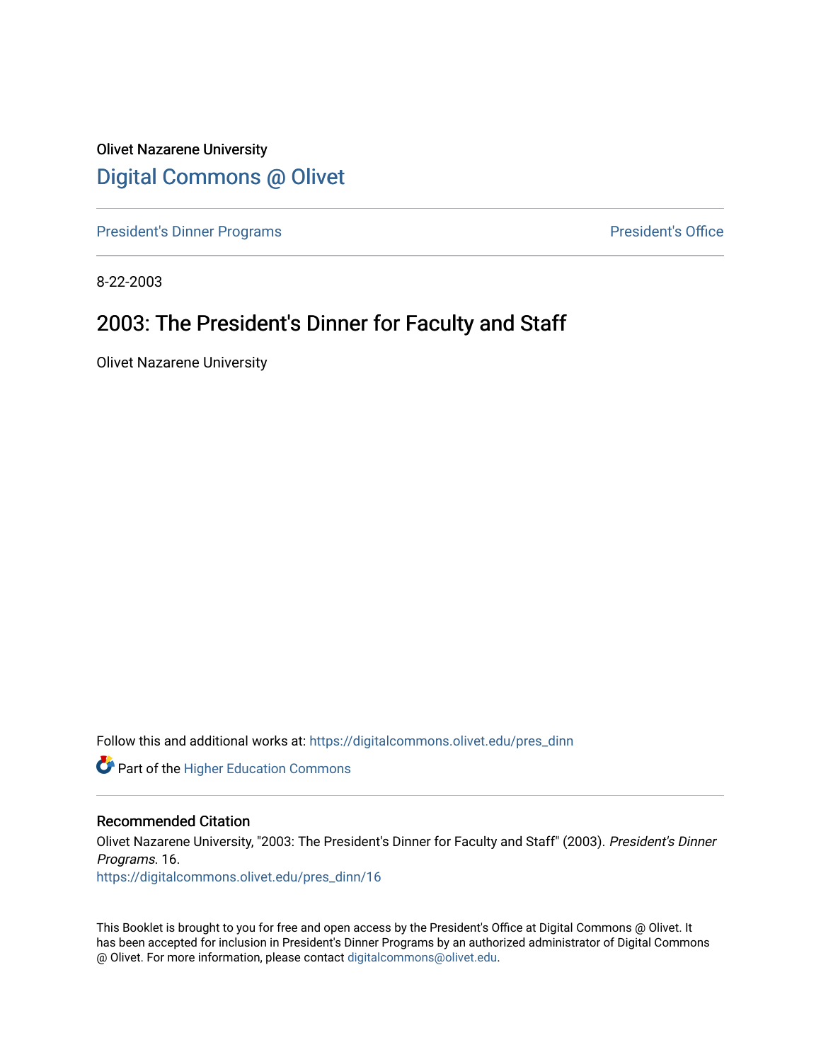Olivet Nazarene University

## Digital Commons @ Olivet

President's Dinner Programs | President's Office

8-22-2003

# 2003: The President's Dinner for Faculty and Staff

Olivet Nazarene University

Follow this and additional works at: https://digitalcommons.olivet.edu/pres_dinn

Part of the Higher Education Commons

### Recommended Citation

Olivet Nazarene University, "2003: The President's Dinner for Faculty and Staff" (2003). *President's Dinner Programs*. 16.
https://digitalcommons.olivet.edu/pres_dinn/16

This Booklet is brought to you for free and open access by the President's Office at Digital Commons @ Olivet. It has been accepted for inclusion in President's Dinner Programs by an authorized administrator of Digital Commons @ Olivet. For more information, please contact digitalcommons@olivet.edu.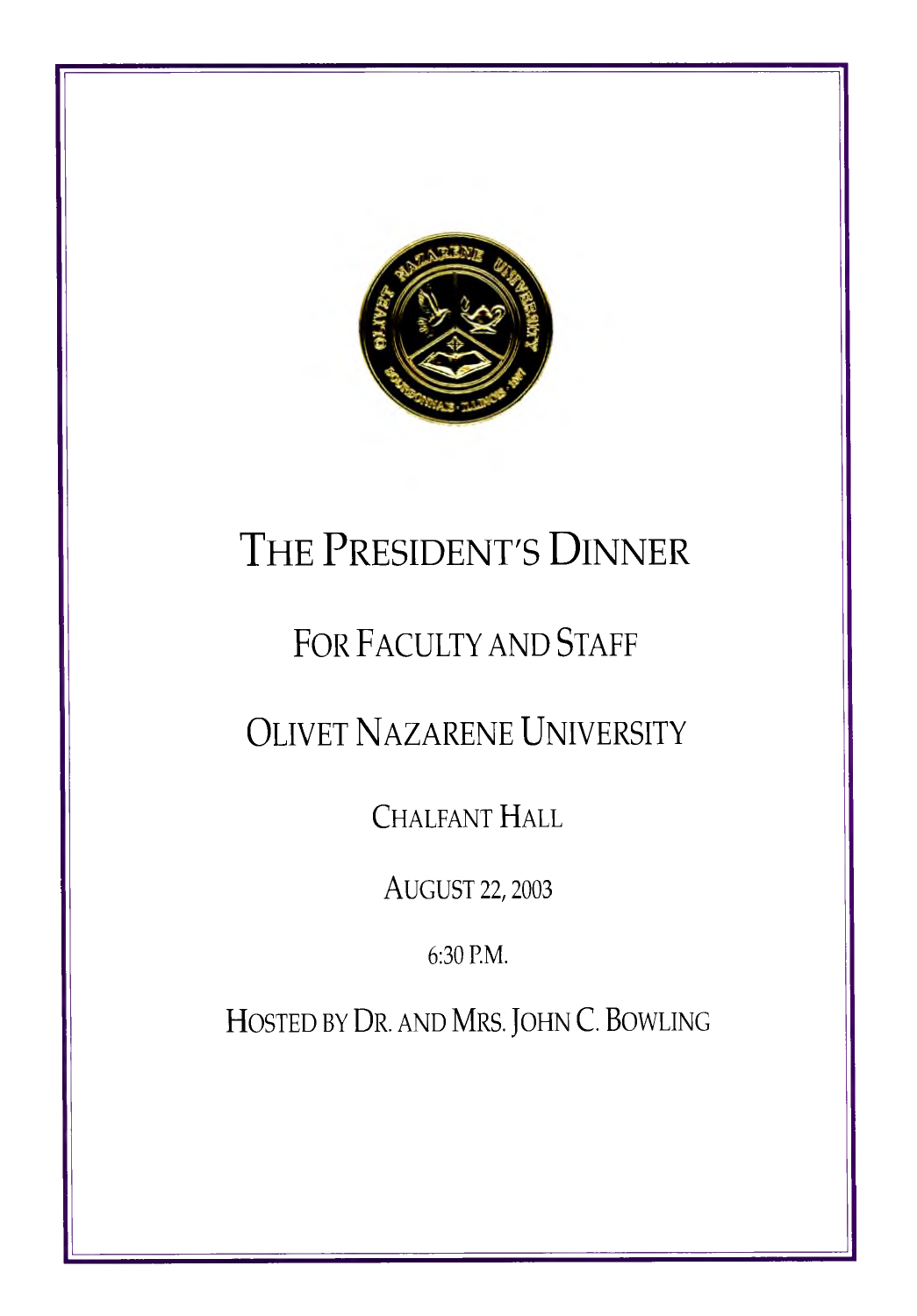# The President's Dinner

## For Faculty and Staff

## Olivet Nazarene University

Chalfant Hall

August 22, 2003

6:30 P.M.

Hosted by Dr. and Mrs. John C. Bowling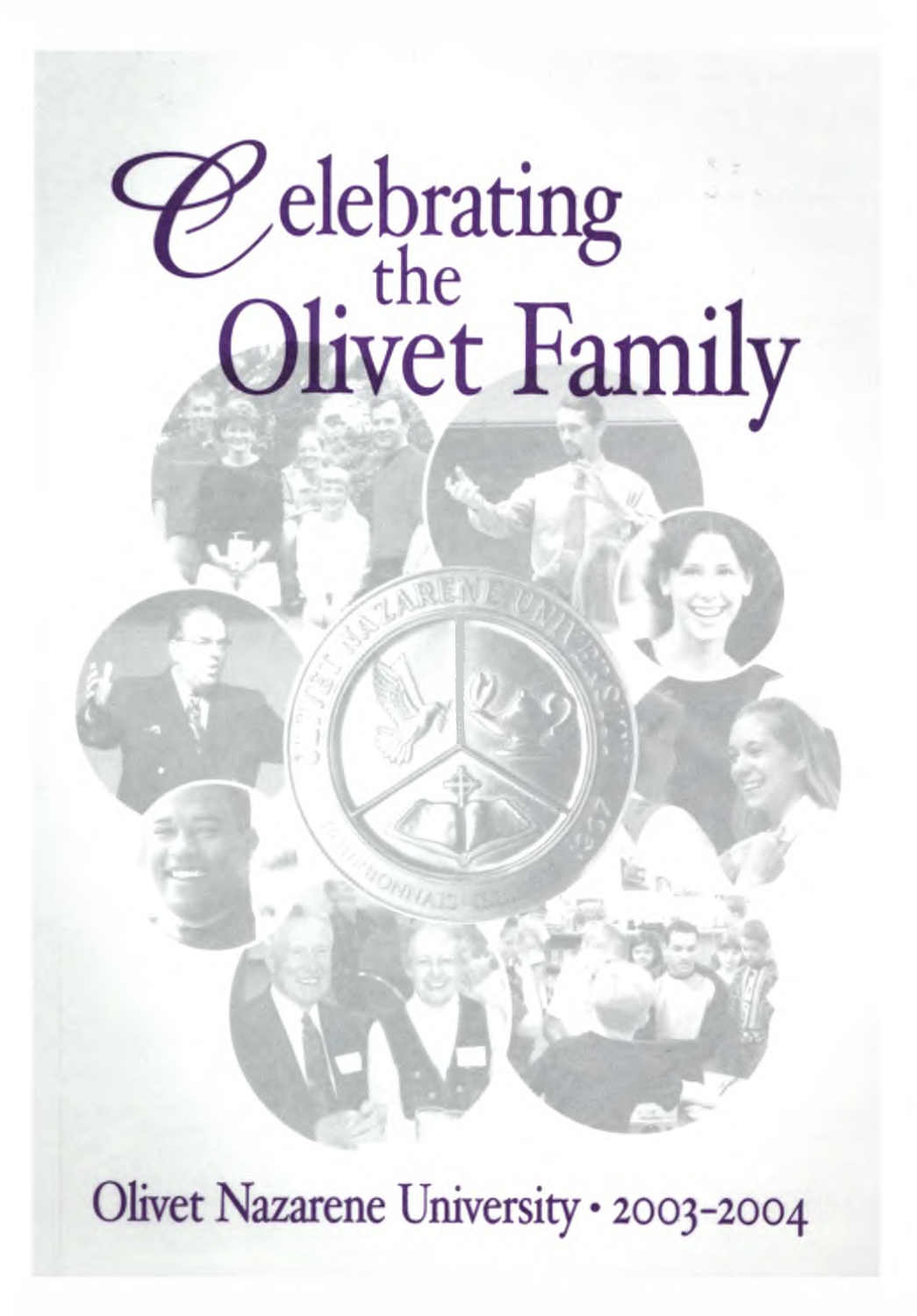# Celebrating the Olivet Family

Olivet Nazarene University • 2003-2004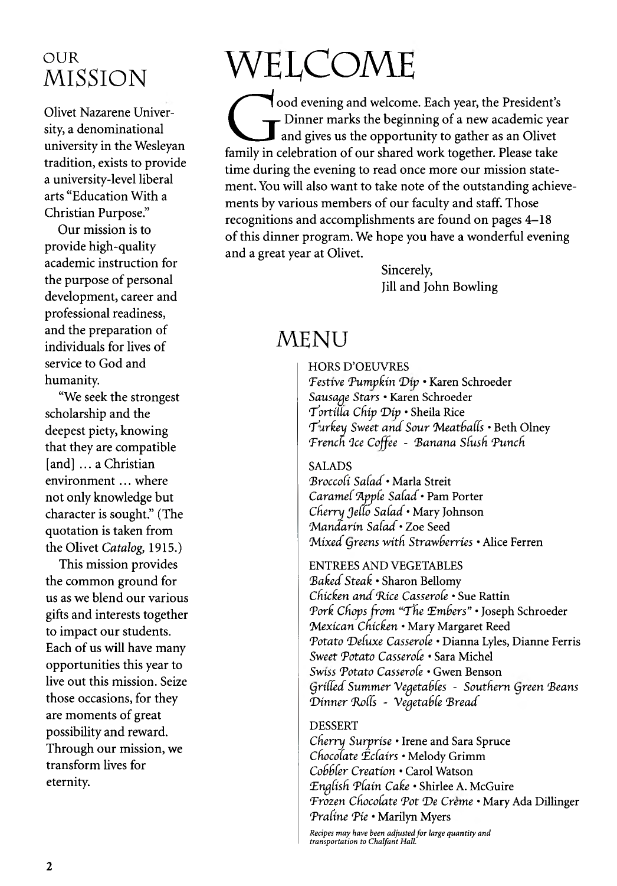## OUR MISSION

Olivet Nazarene University, a denominational university in the Wesleyan tradition, exists to provide a university-level liberal arts "Education With a Christian Purpose."

Our mission is to provide high-quality academic instruction for the purpose of personal development, career and professional readiness, and the preparation of individuals for lives of service to God and humanity.

"We seek the strongest scholarship and the deepest piety, knowing that they are compatible [and] ... a Christian environment ... where not only knowledge but character is sought." (The quotation is taken from the Olivet *Catalog*, 1915.)

This mission provides the common ground for us as we blend our various gifts and interests together to impact our students. Each of us will have many opportunities this year to live out this mission. Seize those occasions, for they are moments of great possibility and reward. Through our mission, we transform lives for eternity.

# WELCOME

Good evening and welcome. Each year, the President's Dinner marks the beginning of a new academic year and gives us the opportunity to gather as an Olivet family in celebration of our shared work together. Please take time during the evening to read once more our mission statement. You will also want to take note of the outstanding achievements by various members of our faculty and staff. Those recognitions and accomplishments are found on pages 4–18 of this dinner program. We hope you have a wonderful evening and a great year at Olivet.

Sincerely,
Jill and John Bowling

## MENU

HORS D'OEUVRES
*Festive Pumpkin Dip* • Karen Schroeder
*Sausage Stars* • Karen Schroeder
*Tortilla Chip Dip* • Sheila Rice
*Turkey Sweet and Sour Meatballs* • Beth Olney
*French Ice Coffee - Banana Slush Punch*

SALADS
*Broccoli Salad* • Marla Streit
*Caramel Apple Salad* • Pam Porter
*Cherry Jello Salad* • Mary Johnson
*Mandarin Salad* • Zoe Seed
*Mixed Greens with Strawberries* • Alice Ferren

ENTREES AND VEGETABLES
*Baked Steak* • Sharon Bellomy
*Chicken and Rice Casserole* • Sue Rattin
*Pork Chops from "The Embers"* • Joseph Schroeder
*Mexican Chicken* • Mary Margaret Reed
*Potato Deluxe Casserole* • Dianna Lyles, Dianne Ferris
*Sweet Potato Casserole* • Sara Michel
*Swiss Potato Casserole* • Gwen Benson
*Grilled Summer Vegetables - Southern Green Beans*
*Dinner Rolls - Vegetable Bread*

DESSERT
*Cherry Surprise* • Irene and Sara Spruce
*Chocolate Eclairs* • Melody Grimm
*Cobbler Creation* • Carol Watson
*English Plain Cake* • Shirlee A. McGuire
*Frozen Chocolate Pot De Crème* • Mary Ada Dillinger
*Praline Pie* • Marilyn Myers

*Recipes may have been adjusted for large quantity and transportation to Chalfant Hall.*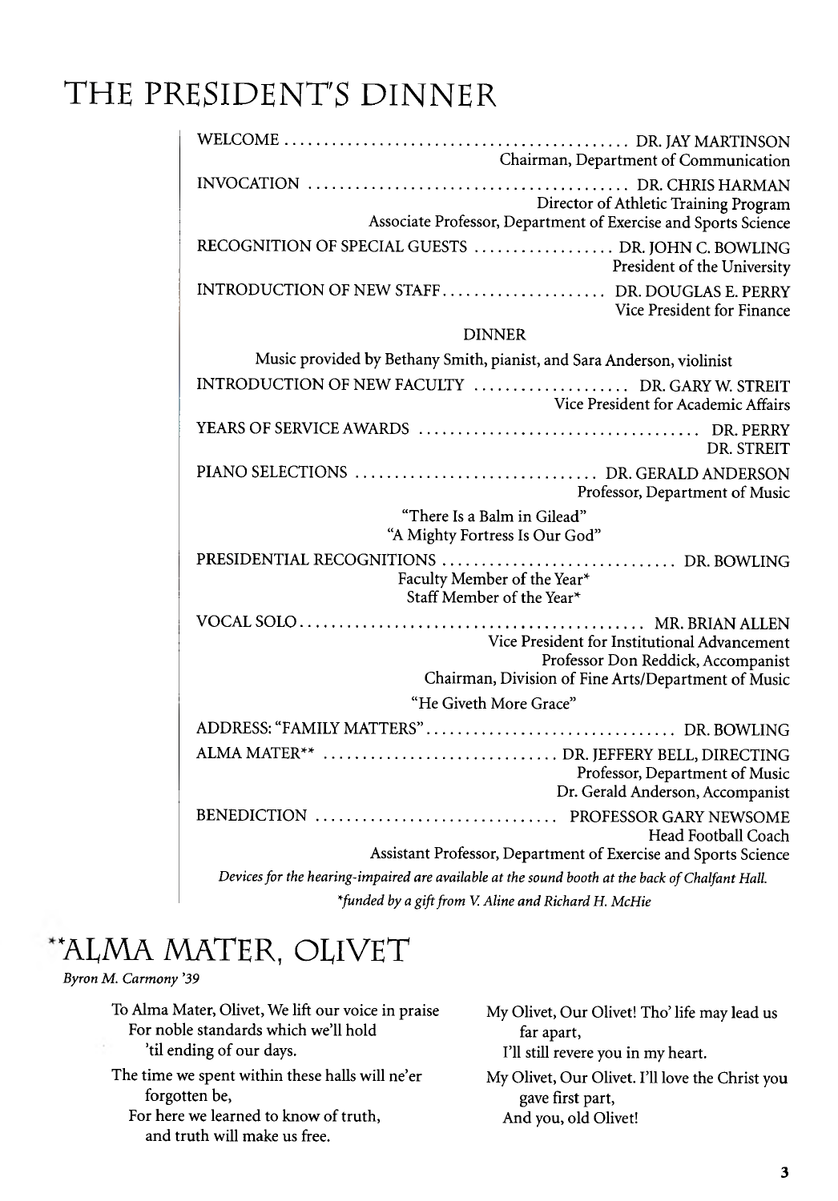# THE PRESIDENT'S DINNER

WELCOME .......... DR. JAY MARTINSON
Chairman, Department of Communication

INVOCATION .......... DR. CHRIS HARMAN
Director of Athletic Training Program
Associate Professor, Department of Exercise and Sports Science

RECOGNITION OF SPECIAL GUESTS .......... DR. JOHN C. BOWLING
President of the University

INTRODUCTION OF NEW STAFF .......... DR. DOUGLAS E. PERRY
Vice President for Finance

DINNER

Music provided by Bethany Smith, pianist, and Sara Anderson, violinist

INTRODUCTION OF NEW FACULTY .......... DR. GARY W. STREIT
Vice President for Academic Affairs

YEARS OF SERVICE AWARDS .......... DR. PERRY
DR. STREIT

PIANO SELECTIONS .......... DR. GERALD ANDERSON
Professor, Department of Music

"There Is a Balm in Gilead"
"A Mighty Fortress Is Our God"

PRESIDENTIAL RECOGNITIONS .......... DR. BOWLING
Faculty Member of the Year*
Staff Member of the Year*

VOCAL SOLO .......... MR. BRIAN ALLEN
Vice President for Institutional Advancement
Professor Don Reddick, Accompanist
Chairman, Division of Fine Arts/Department of Music

"He Giveth More Grace"

ADDRESS: "FAMILY MATTERS" .......... DR. BOWLING

ALMA MATER** .......... DR. JEFFERY BELL, DIRECTING
Professor, Department of Music
Dr. Gerald Anderson, Accompanist

BENEDICTION .......... PROFESSOR GARY NEWSOME
Head Football Coach
Assistant Professor, Department of Exercise and Sports Science

*Devices for the hearing-impaired are available at the sound booth at the back of Chalfant Hall.*

*\*funded by a gift from V. Aline and Richard H. McHie*

# **ALMA MATER, OLIVET

*Byron M. Carmony '39*

To Alma Mater, Olivet, We lift our voice in praise
For noble standards which we'll hold
'til ending of our days.

The time we spent within these halls will ne'er forgotten be,
For here we learned to know of truth,
and truth will make us free.

My Olivet, Our Olivet! Tho' life may lead us far apart,
I'll still revere you in my heart.

My Olivet, Our Olivet. I'll love the Christ you gave first part,
And you, old Olivet!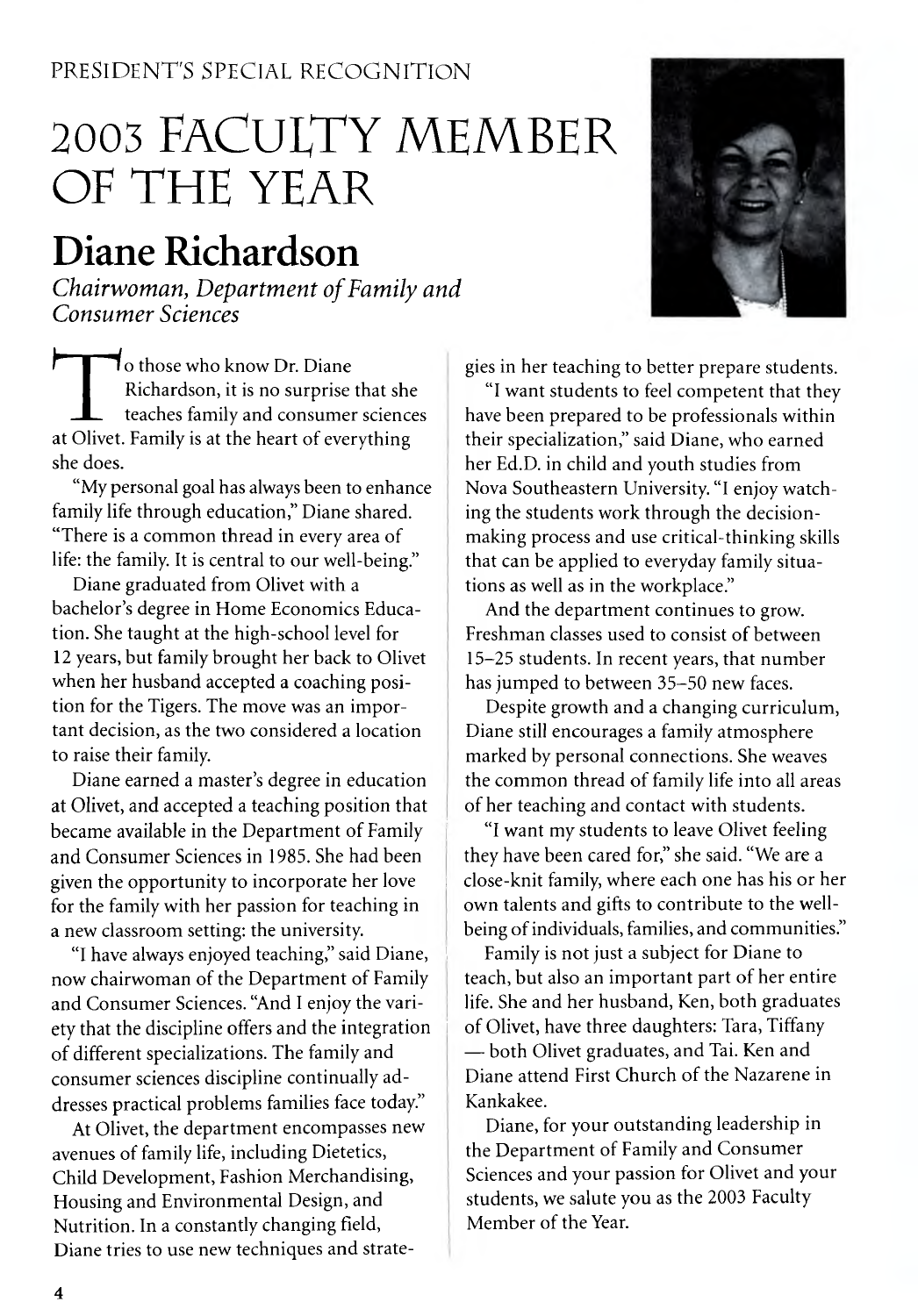PRESIDENT'S SPECIAL RECOGNITION

# 2003 FACULTY MEMBER OF THE YEAR

## Diane Richardson

*Chairwoman, Department of Family and Consumer Sciences*

To those who know Dr. Diane Richardson, it is no surprise that she teaches family and consumer sciences at Olivet. Family is at the heart of everything she does.

"My personal goal has always been to enhance family life through education," Diane shared. "There is a common thread in every area of life: the family. It is central to our well-being."

Diane graduated from Olivet with a bachelor's degree in Home Economics Education. She taught at the high-school level for 12 years, but family brought her back to Olivet when her husband accepted a coaching position for the Tigers. The move was an important decision, as the two considered a location to raise their family.

Diane earned a master's degree in education at Olivet, and accepted a teaching position that became available in the Department of Family and Consumer Sciences in 1985. She had been given the opportunity to incorporate her love for the family with her passion for teaching in a new classroom setting: the university.

"I have always enjoyed teaching," said Diane, now chairwoman of the Department of Family and Consumer Sciences. "And I enjoy the variety that the discipline offers and the integration of different specializations. The family and consumer sciences discipline continually addresses practical problems families face today."

At Olivet, the department encompasses new avenues of family life, including Dietetics, Child Development, Fashion Merchandising, Housing and Environmental Design, and Nutrition. In a constantly changing field, Diane tries to use new techniques and strategies in her teaching to better prepare students.

"I want students to feel competent that they have been prepared to be professionals within their specialization," said Diane, who earned her Ed.D. in child and youth studies from Nova Southeastern University. "I enjoy watching the students work through the decision-making process and use critical-thinking skills that can be applied to everyday family situations as well as in the workplace."

And the department continues to grow. Freshman classes used to consist of between 15–25 students. In recent years, that number has jumped to between 35–50 new faces.

Despite growth and a changing curriculum, Diane still encourages a family atmosphere marked by personal connections. She weaves the common thread of family life into all areas of her teaching and contact with students.

"I want my students to leave Olivet feeling they have been cared for," she said. "We are a close-knit family, where each one has his or her own talents and gifts to contribute to the well-being of individuals, families, and communities."

Family is not just a subject for Diane to teach, but also an important part of her entire life. She and her husband, Ken, both graduates of Olivet, have three daughters: Tara, Tiffany — both Olivet graduates, and Tai. Ken and Diane attend First Church of the Nazarene in Kankakee.

Diane, for your outstanding leadership in the Department of Family and Consumer Sciences and your passion for Olivet and your students, we salute you as the 2003 Faculty Member of the Year.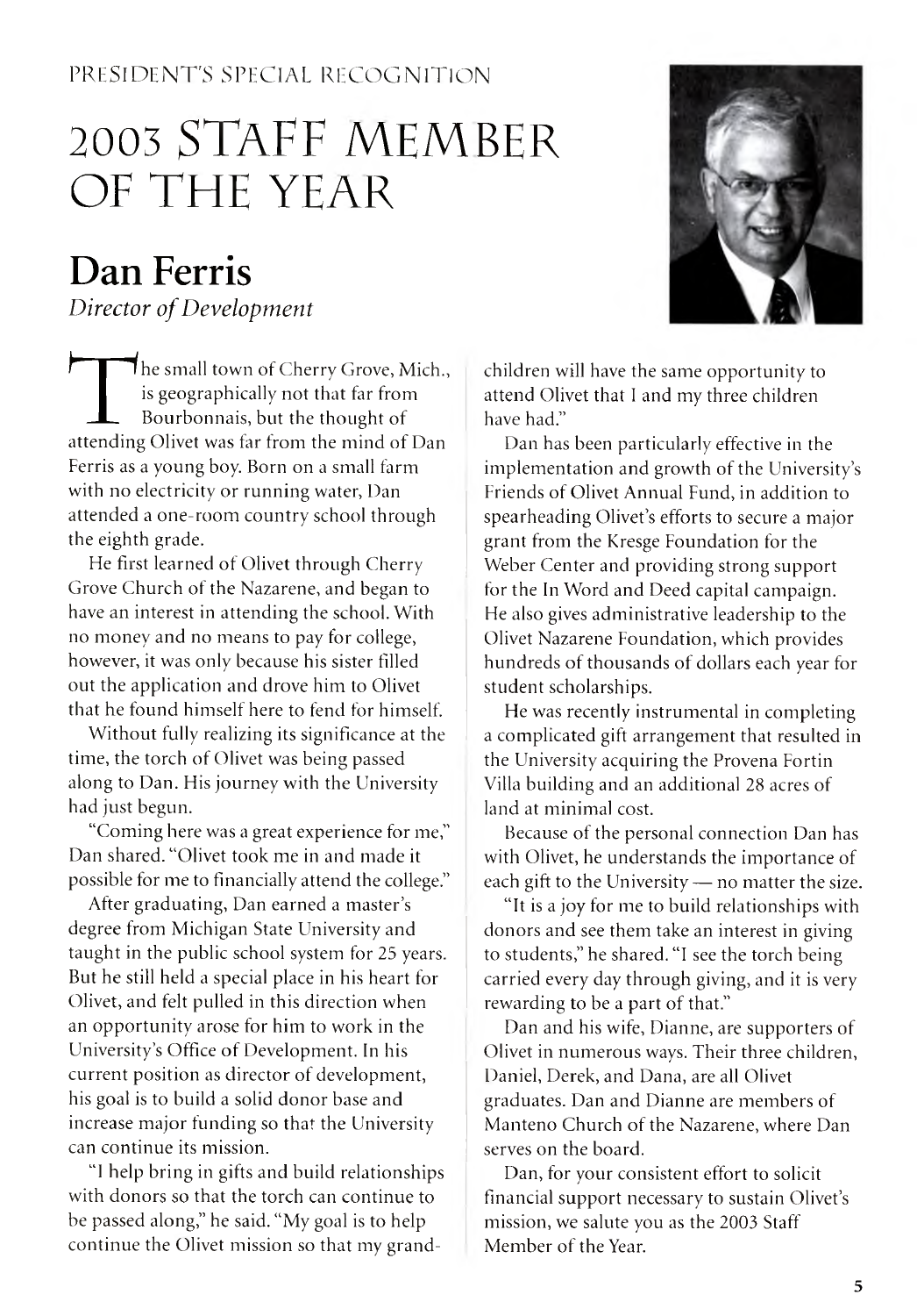PRESIDENT'S SPECIAL RECOGNITION

# 2003 STAFF MEMBER OF THE YEAR

## Dan Ferris

*Director of Development*

The small town of Cherry Grove, Mich., is geographically not that far from Bourbonnais, but the thought of attending Olivet was far from the mind of Dan Ferris as a young boy. Born on a small farm with no electricity or running water, Dan attended a one-room country school through the eighth grade.

He first learned of Olivet through Cherry Grove Church of the Nazarene, and began to have an interest in attending the school. With no money and no means to pay for college, however, it was only because his sister filled out the application and drove him to Olivet that he found himself here to fend for himself.

Without fully realizing its significance at the time, the torch of Olivet was being passed along to Dan. His journey with the University had just begun.

"Coming here was a great experience for me," Dan shared. "Olivet took me in and made it possible for me to financially attend the college."

After graduating, Dan earned a master's degree from Michigan State University and taught in the public school system for 25 years. But he still held a special place in his heart for Olivet, and felt pulled in this direction when an opportunity arose for him to work in the University's Office of Development. In his current position as director of development, his goal is to build a solid donor base and increase major funding so that the University can continue its mission.

"I help bring in gifts and build relationships with donors so that the torch can continue to be passed along," he said. "My goal is to help continue the Olivet mission so that my grandchildren will have the same opportunity to attend Olivet that I and my three children have had."

Dan has been particularly effective in the implementation and growth of the University's Friends of Olivet Annual Fund, in addition to spearheading Olivet's efforts to secure a major grant from the Kresge Foundation for the Weber Center and providing strong support for the In Word and Deed capital campaign. He also gives administrative leadership to the Olivet Nazarene Foundation, which provides hundreds of thousands of dollars each year for student scholarships.

He was recently instrumental in completing a complicated gift arrangement that resulted in the University acquiring the Provena Fortin Villa building and an additional 28 acres of land at minimal cost.

Because of the personal connection Dan has with Olivet, he understands the importance of each gift to the University — no matter the size.

"It is a joy for me to build relationships with donors and see them take an interest in giving to students," he shared. "I see the torch being carried every day through giving, and it is very rewarding to be a part of that."

Dan and his wife, Dianne, are supporters of Olivet in numerous ways. Their three children, Daniel, Derek, and Dana, are all Olivet graduates. Dan and Dianne are members of Manteno Church of the Nazarene, where Dan serves on the board.

Dan, for your consistent effort to solicit financial support necessary to sustain Olivet's mission, we salute you as the 2003 Staff Member of the Year.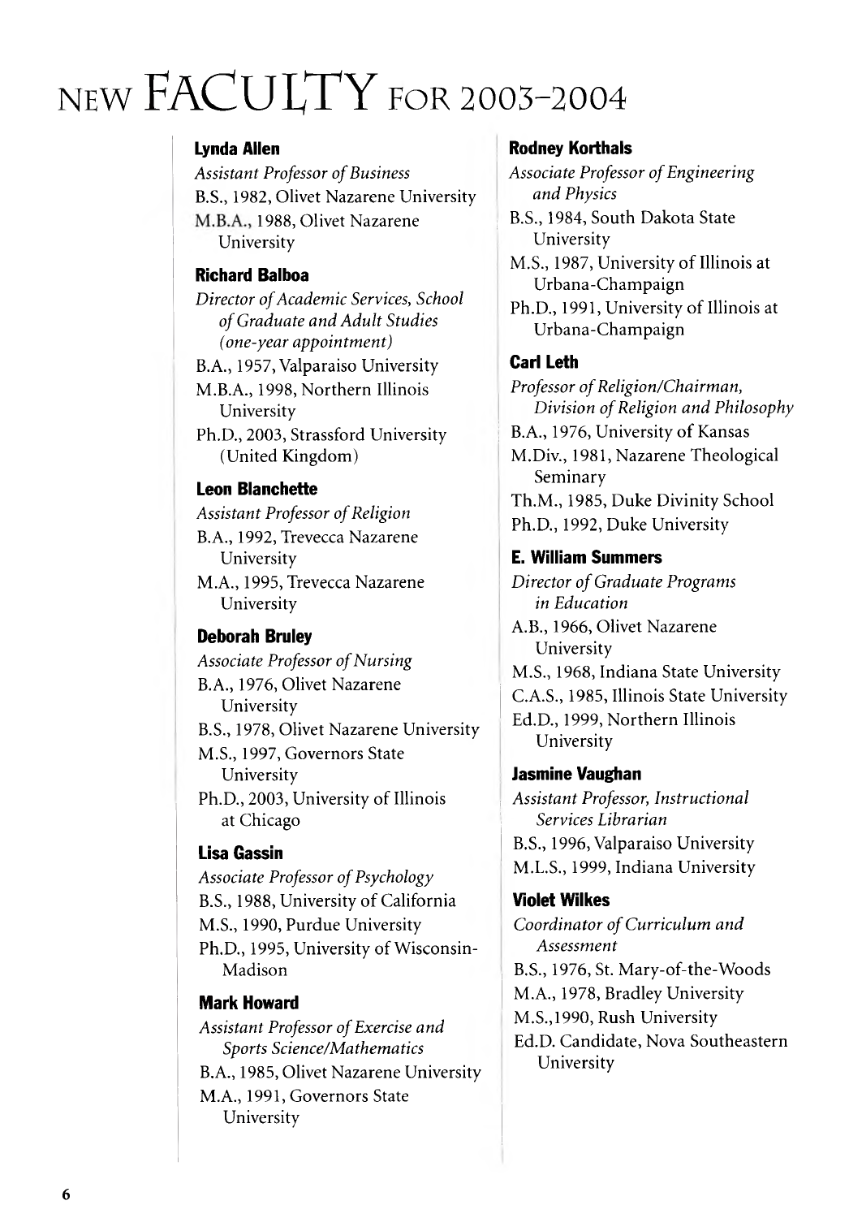# NEW FACULTY FOR 2003–2004

**Lynda Allen**

*Assistant Professor of Business*

B.S., 1982, Olivet Nazarene University

M.B.A., 1988, Olivet Nazarene University

**Richard Balboa**

*Director of Academic Services, School of Graduate and Adult Studies (one-year appointment)*

B.A., 1957, Valparaiso University

M.B.A., 1998, Northern Illinois University

Ph.D., 2003, Strassford University (United Kingdom)

**Leon Blanchette**

*Assistant Professor of Religion*

B.A., 1992, Trevecca Nazarene University

M.A., 1995, Trevecca Nazarene University

**Deborah Bruley**

*Associate Professor of Nursing*

B.A., 1976, Olivet Nazarene University

B.S., 1978, Olivet Nazarene University

M.S., 1997, Governors State University

Ph.D., 2003, University of Illinois at Chicago

**Lisa Gassin**

*Associate Professor of Psychology*

B.S., 1988, University of California

M.S., 1990, Purdue University

Ph.D., 1995, University of Wisconsin-Madison

**Mark Howard**

*Assistant Professor of Exercise and Sports Science/Mathematics*

B.A., 1985, Olivet Nazarene University

M.A., 1991, Governors State University

**Rodney Korthals**

*Associate Professor of Engineering and Physics*

B.S., 1984, South Dakota State University

M.S., 1987, University of Illinois at Urbana-Champaign

Ph.D., 1991, University of Illinois at Urbana-Champaign

**Carl Leth**

*Professor of Religion/Chairman, Division of Religion and Philosophy*

B.A., 1976, University of Kansas

M.Div., 1981, Nazarene Theological Seminary

Th.M., 1985, Duke Divinity School

Ph.D., 1992, Duke University

**E. William Summers**

*Director of Graduate Programs in Education*

A.B., 1966, Olivet Nazarene University

M.S., 1968, Indiana State University

C.A.S., 1985, Illinois State University

Ed.D., 1999, Northern Illinois University

**Jasmine Vaughan**

*Assistant Professor, Instructional Services Librarian*

B.S., 1996, Valparaiso University

M.L.S., 1999, Indiana University

**Violet Wilkes**

*Coordinator of Curriculum and Assessment*

B.S., 1976, St. Mary-of-the-Woods

M.A., 1978, Bradley University

M.S.,1990, Rush University

Ed.D. Candidate, Nova Southeastern University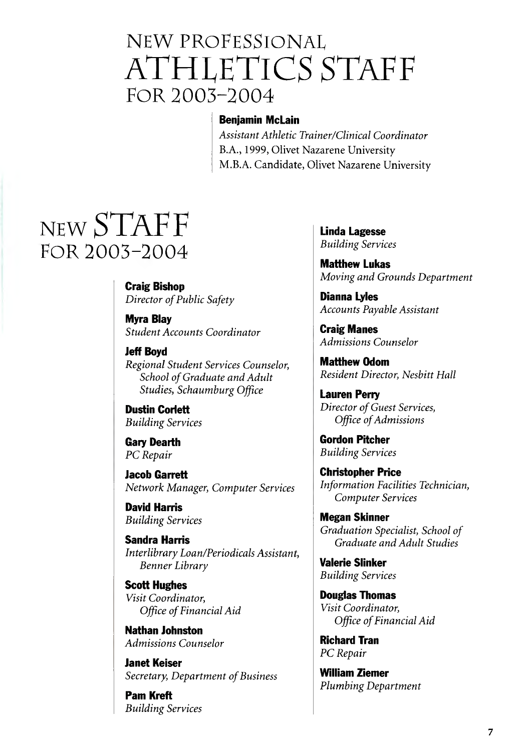# NEW PROFESSIONAL ATHLETICS STAFF FOR 2003–2004

**Benjamin McLain**
*Assistant Athletic Trainer/Clinical Coordinator*
B.A., 1999, Olivet Nazarene University
M.B.A. Candidate, Olivet Nazarene University

# NEW STAFF FOR 2003–2004

**Craig Bishop**
*Director of Public Safety*

**Myra Blay**
*Student Accounts Coordinator*

**Jeff Boyd**
*Regional Student Services Counselor, School of Graduate and Adult Studies, Schaumburg Office*

**Dustin Corlett**
*Building Services*

**Gary Dearth**
*PC Repair*

**Jacob Garrett**
*Network Manager, Computer Services*

**David Harris**
*Building Services*

**Sandra Harris**
*Interlibrary Loan/Periodicals Assistant, Benner Library*

**Scott Hughes**
*Visit Coordinator, Office of Financial Aid*

**Nathan Johnston**
*Admissions Counselor*

**Janet Keiser**
*Secretary, Department of Business*

**Pam Kreft**
*Building Services*

**Linda Lagesse**
*Building Services*

**Matthew Lukas**
*Moving and Grounds Department*

**Dianna Lyles**
*Accounts Payable Assistant*

**Craig Manes**
*Admissions Counselor*

**Matthew Odom**
*Resident Director, Nesbitt Hall*

**Lauren Perry**
*Director of Guest Services, Office of Admissions*

**Gordon Pitcher**
*Building Services*

**Christopher Price**
*Information Facilities Technician, Computer Services*

**Megan Skinner**
*Graduation Specialist, School of Graduate and Adult Studies*

**Valerie Slinker**
*Building Services*

**Douglas Thomas**
*Visit Coordinator, Office of Financial Aid*

**Richard Tran**
*PC Repair*

**William Ziemer**
*Plumbing Department*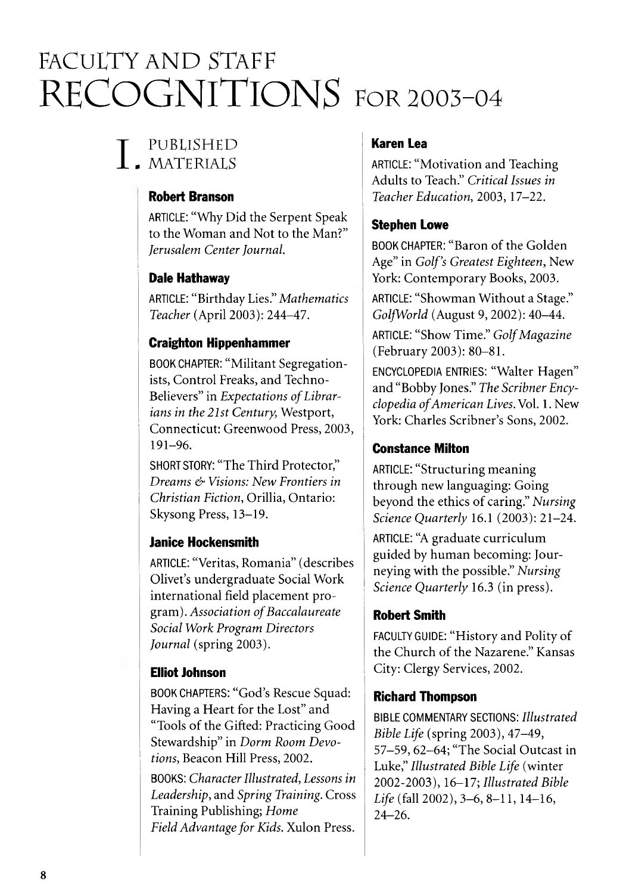# FACULTY AND STAFF RECOGNITIONS FOR 2003-04

## I. PUBLISHED MATERIALS

### Robert Branson

ARTICLE: "Why Did the Serpent Speak to the Woman and Not to the Man?" *Jerusalem Center Journal.*

### Dale Hathaway

ARTICLE: "Birthday Lies." *Mathematics Teacher* (April 2003): 244–47.

### Craighton Hippenhammer

BOOK CHAPTER: "Militant Segregationists, Control Freaks, and Techno-Believers" in *Expectations of Librarians in the 21st Century,* Westport, Connecticut: Greenwood Press, 2003, 191–96.

SHORT STORY: "The Third Protector," *Dreams & Visions: New Frontiers in Christian Fiction,* Orillia, Ontario: Skysong Press, 13–19.

### Janice Hockensmith

ARTICLE: "Veritas, Romania" (describes Olivet's undergraduate Social Work international field placement program). *Association of Baccalaureate Social Work Program Directors Journal* (spring 2003).

### Elliot Johnson

BOOK CHAPTERS: "God's Rescue Squad: Having a Heart for the Lost" and "Tools of the Gifted: Practicing Good Stewardship" in *Dorm Room Devotions,* Beacon Hill Press, 2002.

BOOKS: *Character Illustrated, Lessons in Leadership,* and *Spring Training.* Cross Training Publishing; *Home Field Advantage for Kids.* Xulon Press.

### Karen Lea

ARTICLE: "Motivation and Teaching Adults to Teach." *Critical Issues in Teacher Education,* 2003, 17–22.

### Stephen Lowe

BOOK CHAPTER: "Baron of the Golden Age" in *Golf's Greatest Eighteen,* New York: Contemporary Books, 2003.

ARTICLE: "Showman Without a Stage." *GolfWorld* (August 9, 2002): 40–44.

ARTICLE: "Show Time." *Golf Magazine* (February 2003): 80–81.

ENCYCLOPEDIA ENTRIES: "Walter Hagen" and "Bobby Jones." *The Scribner Encyclopedia of American Lives.* Vol. 1. New York: Charles Scribner's Sons, 2002.

### Constance Milton

ARTICLE: "Structuring meaning through new languaging: Going beyond the ethics of caring." *Nursing Science Quarterly* 16.1 (2003): 21–24.

ARTICLE: "A graduate curriculum guided by human becoming: Journeying with the possible." *Nursing Science Quarterly* 16.3 (in press).

### Robert Smith

FACULTY GUIDE: "History and Polity of the Church of the Nazarene." Kansas City: Clergy Services, 2002.

### Richard Thompson

BIBLE COMMENTARY SECTIONS: *Illustrated Bible Life* (spring 2003), 47–49, 57–59, 62–64; "The Social Outcast in Luke," *Illustrated Bible Life* (winter 2002-2003), 16–17; *Illustrated Bible Life* (fall 2002), 3–6, 8–11, 14–16, 24–26.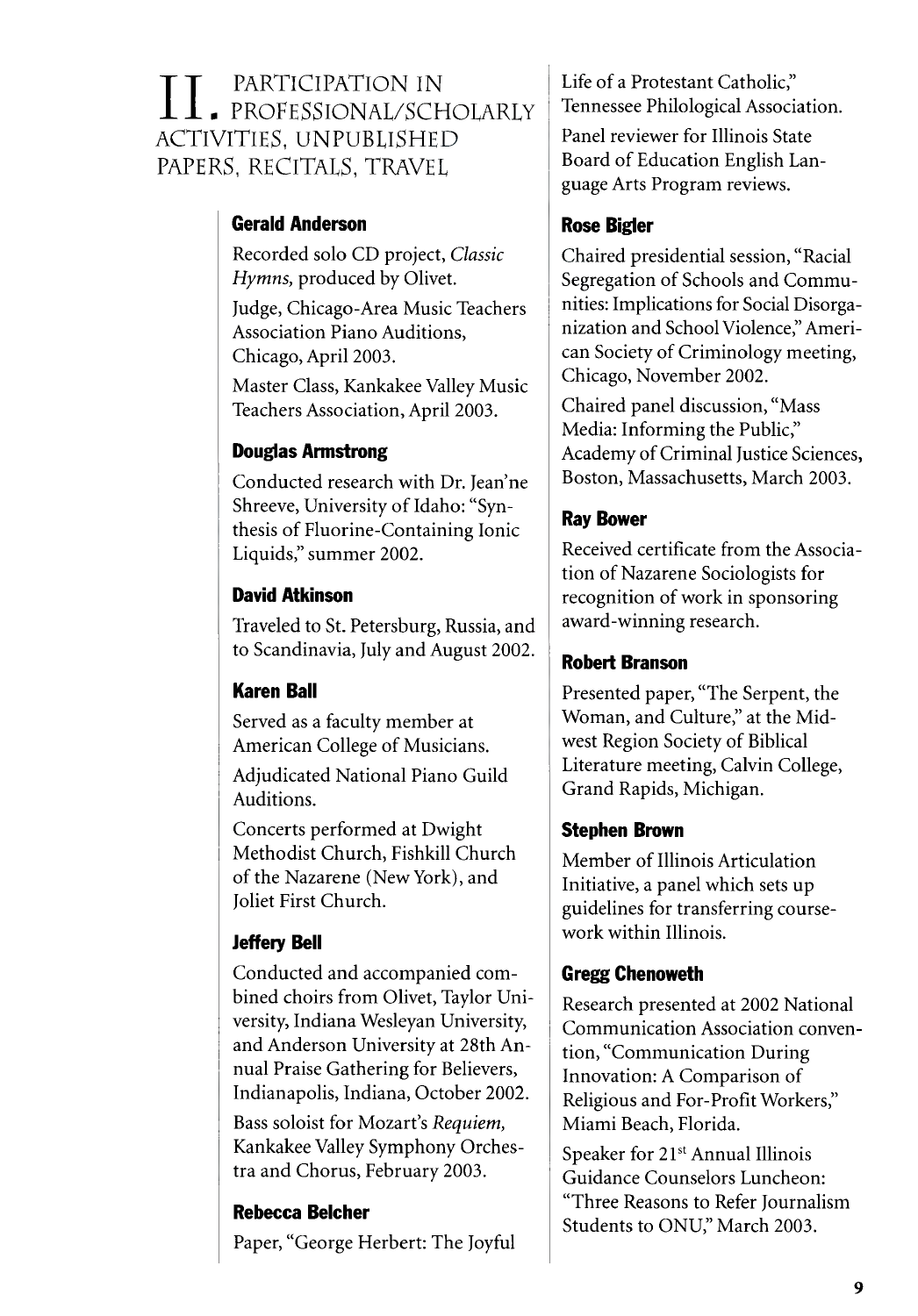# II. Participation in Professional/Scholarly Activities, Unpublished Papers, Recitals, Travel

### Gerald Anderson

Recorded solo CD project, *Classic Hymns,* produced by Olivet.

Judge, Chicago-Area Music Teachers Association Piano Auditions, Chicago, April 2003.

Master Class, Kankakee Valley Music Teachers Association, April 2003.

### Douglas Armstrong

Conducted research with Dr. Jean'ne Shreeve, University of Idaho: "Synthesis of Fluorine-Containing Ionic Liquids," summer 2002.

### David Atkinson

Traveled to St. Petersburg, Russia, and to Scandinavia, July and August 2002.

### Karen Ball

Served as a faculty member at American College of Musicians.

Adjudicated National Piano Guild Auditions.

Concerts performed at Dwight Methodist Church, Fishkill Church of the Nazarene (New York), and Joliet First Church.

### Jeffery Bell

Conducted and accompanied combined choirs from Olivet, Taylor University, Indiana Wesleyan University, and Anderson University at 28th Annual Praise Gathering for Believers, Indianapolis, Indiana, October 2002.

Bass soloist for Mozart's *Requiem,* Kankakee Valley Symphony Orchestra and Chorus, February 2003.

### Rebecca Belcher

Paper, "George Herbert: The Joyful Life of a Protestant Catholic," Tennessee Philological Association.

Panel reviewer for Illinois State Board of Education English Language Arts Program reviews.

### Rose Bigler

Chaired presidential session, "Racial Segregation of Schools and Communities: Implications for Social Disorganization and School Violence," American Society of Criminology meeting, Chicago, November 2002.

Chaired panel discussion, "Mass Media: Informing the Public," Academy of Criminal Justice Sciences, Boston, Massachusetts, March 2003.

### Ray Bower

Received certificate from the Association of Nazarene Sociologists for recognition of work in sponsoring award-winning research.

### Robert Branson

Presented paper, "The Serpent, the Woman, and Culture," at the Midwest Region Society of Biblical Literature meeting, Calvin College, Grand Rapids, Michigan.

### Stephen Brown

Member of Illinois Articulation Initiative, a panel which sets up guidelines for transferring coursework within Illinois.

### Gregg Chenoweth

Research presented at 2002 National Communication Association convention, "Communication During Innovation: A Comparison of Religious and For-Profit Workers," Miami Beach, Florida.

Speaker for 21st Annual Illinois Guidance Counselors Luncheon: "Three Reasons to Refer Journalism Students to ONU," March 2003.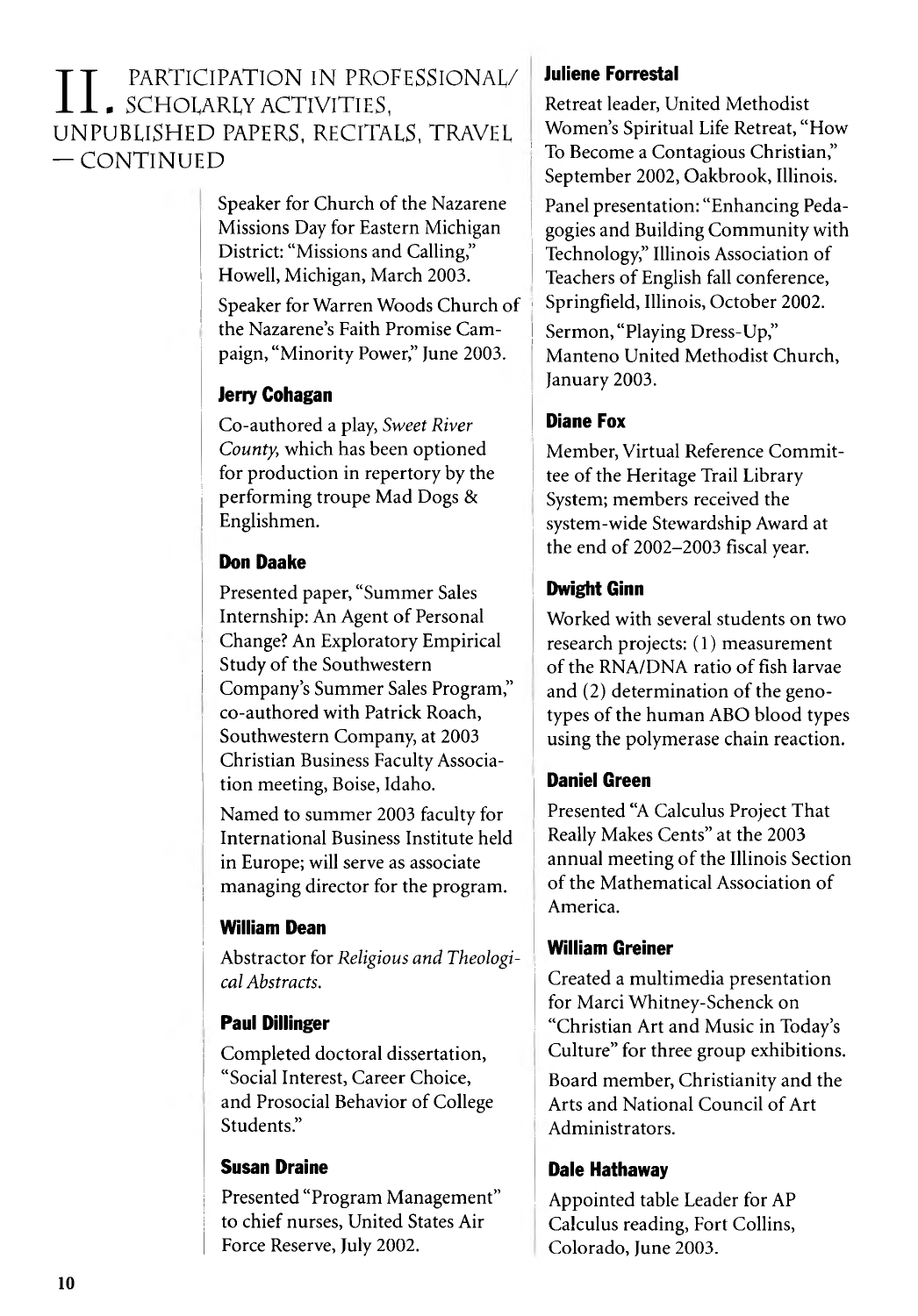# II. PARTICIPATION IN PROFESSIONAL/ SCHOLARLY ACTIVITIES, UNPUBLISHED PAPERS, RECITALS, TRAVEL — CONTINUED

Speaker for Church of the Nazarene Missions Day for Eastern Michigan District: "Missions and Calling," Howell, Michigan, March 2003.

Speaker for Warren Woods Church of the Nazarene's Faith Promise Campaign, "Minority Power," June 2003.

### Jerry Cohagan

Co-authored a play, *Sweet River County,* which has been optioned for production in repertory by the performing troupe Mad Dogs & Englishmen.

### Don Daake

Presented paper, "Summer Sales Internship: An Agent of Personal Change? An Exploratory Empirical Study of the Southwestern Company's Summer Sales Program," co-authored with Patrick Roach, Southwestern Company, at 2003 Christian Business Faculty Association meeting, Boise, Idaho.

Named to summer 2003 faculty for International Business Institute held in Europe; will serve as associate managing director for the program.

### William Dean

Abstractor for *Religious and Theological Abstracts.*

### Paul Dillinger

Completed doctoral dissertation, "Social Interest, Career Choice, and Prosocial Behavior of College Students."

### Susan Draine

Presented "Program Management" to chief nurses, United States Air Force Reserve, July 2002.

### Juliene Forrestal

Retreat leader, United Methodist Women's Spiritual Life Retreat, "How To Become a Contagious Christian," September 2002, Oakbrook, Illinois.

Panel presentation: "Enhancing Pedagogies and Building Community with Technology," Illinois Association of Teachers of English fall conference, Springfield, Illinois, October 2002.

Sermon, "Playing Dress-Up," Manteno United Methodist Church, January 2003.

### Diane Fox

Member, Virtual Reference Committee of the Heritage Trail Library System; members received the system-wide Stewardship Award at the end of 2002–2003 fiscal year.

### Dwight Ginn

Worked with several students on two research projects: (1) measurement of the RNA/DNA ratio of fish larvae and (2) determination of the genotypes of the human ABO blood types using the polymerase chain reaction.

### Daniel Green

Presented "A Calculus Project That Really Makes Cents" at the 2003 annual meeting of the Illinois Section of the Mathematical Association of America.

### William Greiner

Created a multimedia presentation for Marci Whitney-Schenck on "Christian Art and Music in Today's Culture" for three group exhibitions.

Board member, Christianity and the Arts and National Council of Art Administrators.

### Dale Hathaway

Appointed table Leader for AP Calculus reading, Fort Collins, Colorado, June 2003.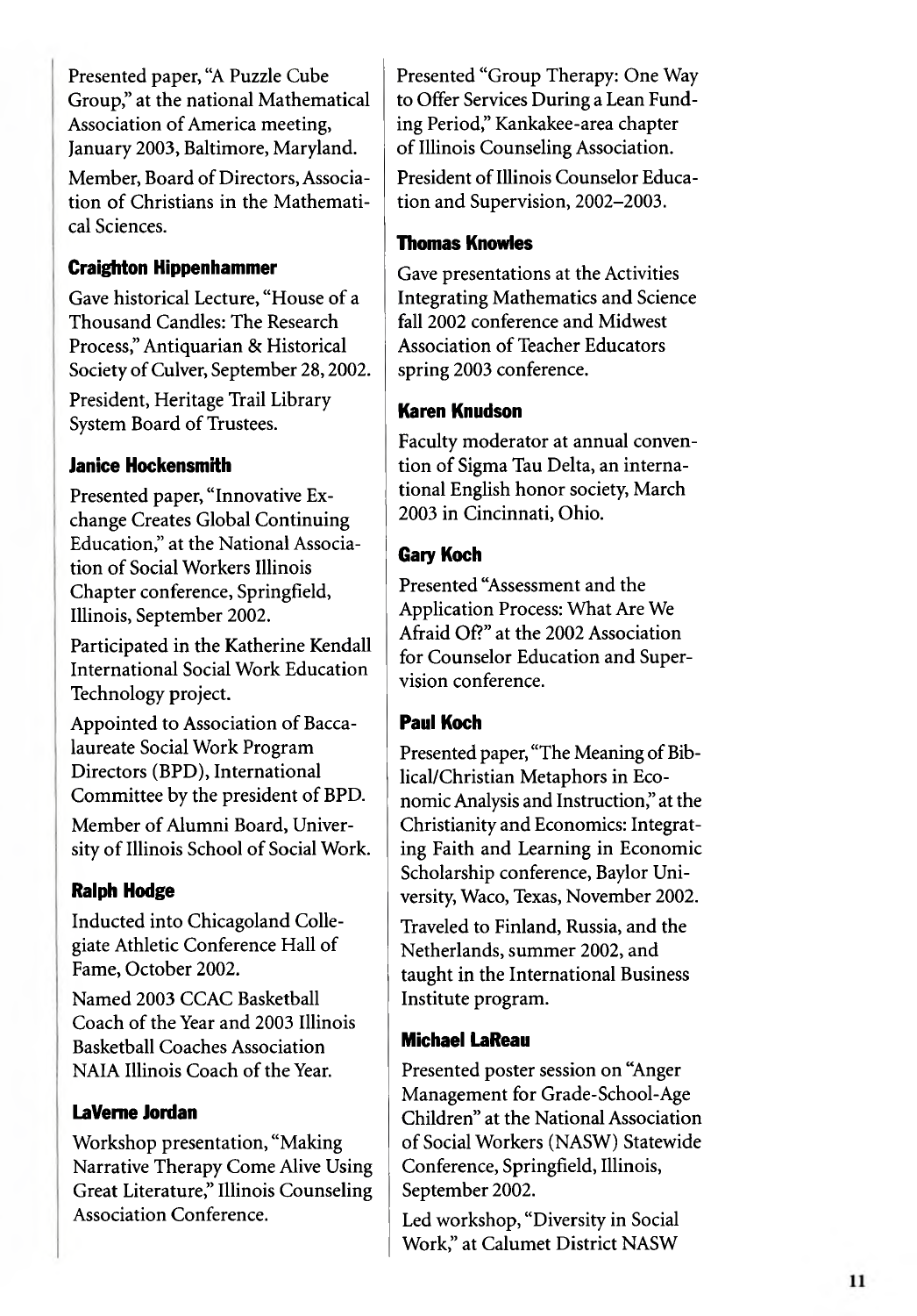Presented paper, "A Puzzle Cube Group," at the national Mathematical Association of America meeting, January 2003, Baltimore, Maryland.

Member, Board of Directors, Association of Christians in the Mathematical Sciences.

### Craighton Hippenhammer

Gave historical Lecture, "House of a Thousand Candles: The Research Process," Antiquarian & Historical Society of Culver, September 28, 2002.

President, Heritage Trail Library System Board of Trustees.

### Janice Hockensmith

Presented paper, "Innovative Exchange Creates Global Continuing Education," at the National Association of Social Workers Illinois Chapter conference, Springfield, Illinois, September 2002.

Participated in the Katherine Kendall International Social Work Education Technology project.

Appointed to Association of Baccalaureate Social Work Program Directors (BPD), International Committee by the president of BPD.

Member of Alumni Board, University of Illinois School of Social Work.

### Ralph Hodge

Inducted into Chicagoland Collegiate Athletic Conference Hall of Fame, October 2002.

Named 2003 CCAC Basketball Coach of the Year and 2003 Illinois Basketball Coaches Association NAIA Illinois Coach of the Year.

### LaVerne Jordan

Workshop presentation, "Making Narrative Therapy Come Alive Using Great Literature," Illinois Counseling Association Conference.

Presented "Group Therapy: One Way to Offer Services During a Lean Funding Period," Kankakee-area chapter of Illinois Counseling Association.

President of Illinois Counselor Education and Supervision, 2002–2003.

### Thomas Knowles

Gave presentations at the Activities Integrating Mathematics and Science fall 2002 conference and Midwest Association of Teacher Educators spring 2003 conference.

### Karen Knudson

Faculty moderator at annual convention of Sigma Tau Delta, an international English honor society, March 2003 in Cincinnati, Ohio.

### Gary Koch

Presented "Assessment and the Application Process: What Are We Afraid Of?" at the 2002 Association for Counselor Education and Supervision conference.

### Paul Koch

Presented paper, "The Meaning of Biblical/Christian Metaphors in Economic Analysis and Instruction," at the Christianity and Economics: Integrating Faith and Learning in Economic Scholarship conference, Baylor University, Waco, Texas, November 2002.

Traveled to Finland, Russia, and the Netherlands, summer 2002, and taught in the International Business Institute program.

### Michael LaReau

Presented poster session on "Anger Management for Grade-School-Age Children" at the National Association of Social Workers (NASW) Statewide Conference, Springfield, Illinois, September 2002.

Led workshop, "Diversity in Social Work," at Calumet District NASW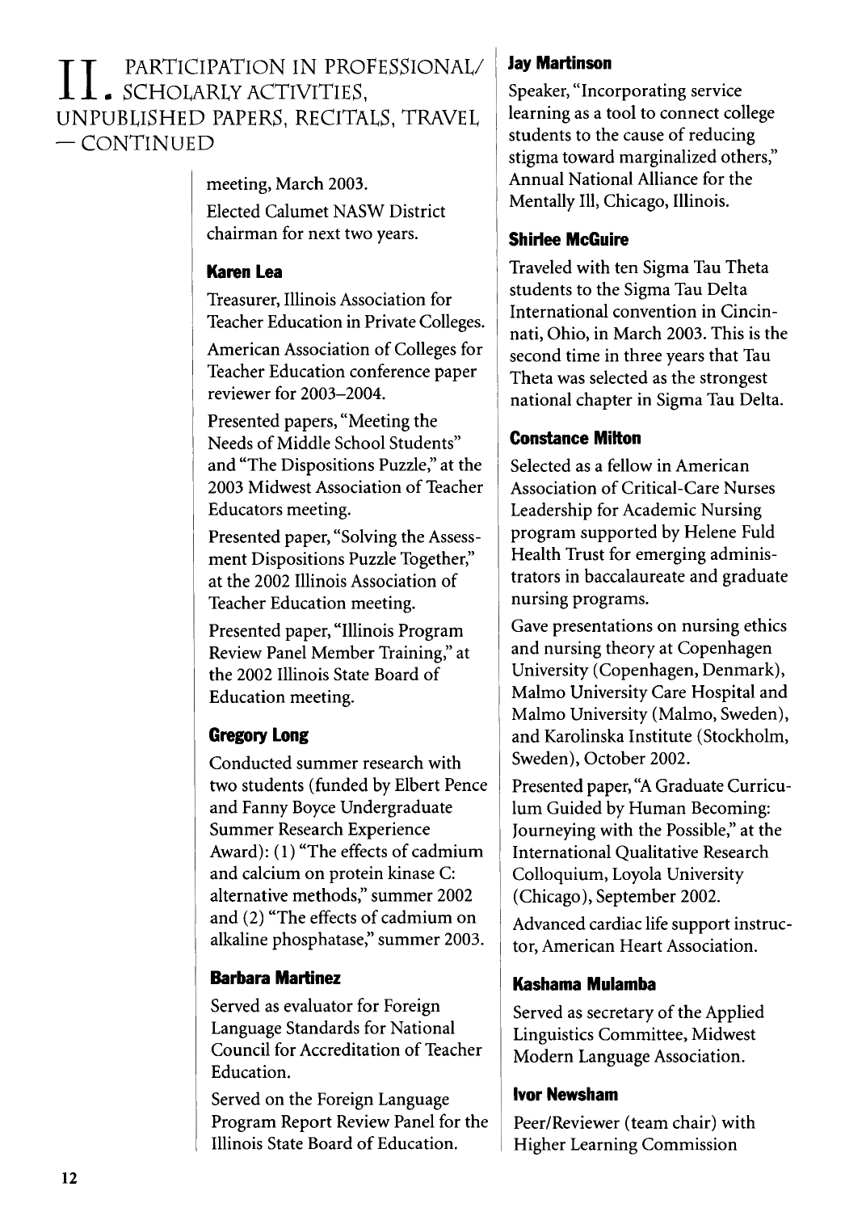# II. Participation in Professional/ Scholarly Activities, Unpublished Papers, Recitals, Travel — Continued

meeting, March 2003.

Elected Calumet NASW District chairman for next two years.

### Karen Lea

Treasurer, Illinois Association for Teacher Education in Private Colleges.

American Association of Colleges for Teacher Education conference paper reviewer for 2003–2004.

Presented papers, "Meeting the Needs of Middle School Students" and "The Dispositions Puzzle," at the 2003 Midwest Association of Teacher Educators meeting.

Presented paper, "Solving the Assessment Dispositions Puzzle Together," at the 2002 Illinois Association of Teacher Education meeting.

Presented paper, "Illinois Program Review Panel Member Training," at the 2002 Illinois State Board of Education meeting.

### Gregory Long

Conducted summer research with two students (funded by Elbert Pence and Fanny Boyce Undergraduate Summer Research Experience Award): (1) "The effects of cadmium and calcium on protein kinase C: alternative methods," summer 2002 and (2) "The effects of cadmium on alkaline phosphatase," summer 2003.

### Barbara Martinez

Served as evaluator for Foreign Language Standards for National Council for Accreditation of Teacher Education.

Served on the Foreign Language Program Report Review Panel for the Illinois State Board of Education.

### Jay Martinson

Speaker, "Incorporating service learning as a tool to connect college students to the cause of reducing stigma toward marginalized others," Annual National Alliance for the Mentally Ill, Chicago, Illinois.

### Shirlee McGuire

Traveled with ten Sigma Tau Theta students to the Sigma Tau Delta International convention in Cincinnati, Ohio, in March 2003. This is the second time in three years that Tau Theta was selected as the strongest national chapter in Sigma Tau Delta.

### Constance Milton

Selected as a fellow in American Association of Critical-Care Nurses Leadership for Academic Nursing program supported by Helene Fuld Health Trust for emerging administrators in baccalaureate and graduate nursing programs.

Gave presentations on nursing ethics and nursing theory at Copenhagen University (Copenhagen, Denmark), Malmo University Care Hospital and Malmo University (Malmo, Sweden), and Karolinska Institute (Stockholm, Sweden), October 2002.

Presented paper, "A Graduate Curriculum Guided by Human Becoming: Journeying with the Possible," at the International Qualitative Research Colloquium, Loyola University (Chicago), September 2002.

Advanced cardiac life support instructor, American Heart Association.

### Kashama Mulamba

Served as secretary of the Applied Linguistics Committee, Midwest Modern Language Association.

### Ivor Newsham

Peer/Reviewer (team chair) with Higher Learning Commission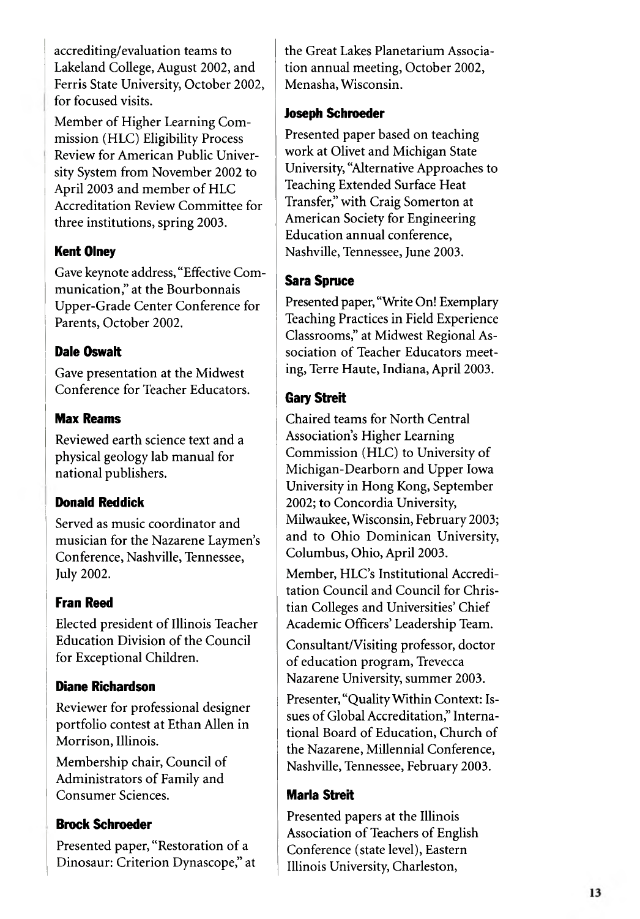accrediting/evaluation teams to Lakeland College, August 2002, and Ferris State University, October 2002, for focused visits.

Member of Higher Learning Commission (HLC) Eligibility Process Review for American Public University System from November 2002 to April 2003 and member of HLC Accreditation Review Committee for three institutions, spring 2003.

### Kent Olney

Gave keynote address, "Effective Communication," at the Bourbonnais Upper-Grade Center Conference for Parents, October 2002.

### Dale Oswalt

Gave presentation at the Midwest Conference for Teacher Educators.

### Max Reams

Reviewed earth science text and a physical geology lab manual for national publishers.

### Donald Reddick

Served as music coordinator and musician for the Nazarene Laymen's Conference, Nashville, Tennessee, July 2002.

### Fran Reed

Elected president of Illinois Teacher Education Division of the Council for Exceptional Children.

### Diane Richardson

Reviewer for professional designer portfolio contest at Ethan Allen in Morrison, Illinois.

Membership chair, Council of Administrators of Family and Consumer Sciences.

### Brock Schroeder

Presented paper, "Restoration of a Dinosaur: Criterion Dynascope," at the Great Lakes Planetarium Association annual meeting, October 2002, Menasha, Wisconsin.

### Joseph Schroeder

Presented paper based on teaching work at Olivet and Michigan State University, "Alternative Approaches to Teaching Extended Surface Heat Transfer," with Craig Somerton at American Society for Engineering Education annual conference, Nashville, Tennessee, June 2003.

### Sara Spruce

Presented paper, "Write On! Exemplary Teaching Practices in Field Experience Classrooms," at Midwest Regional Association of Teacher Educators meeting, Terre Haute, Indiana, April 2003.

### Gary Streit

Chaired teams for North Central Association's Higher Learning Commission (HLC) to University of Michigan-Dearborn and Upper Iowa University in Hong Kong, September 2002; to Concordia University, Milwaukee, Wisconsin, February 2003; and to Ohio Dominican University, Columbus, Ohio, April 2003.

Member, HLC's Institutional Accreditation Council and Council for Christian Colleges and Universities' Chief Academic Officers' Leadership Team.

Consultant/Visiting professor, doctor of education program, Trevecca Nazarene University, summer 2003.

Presenter, "Quality Within Context: Issues of Global Accreditation," International Board of Education, Church of the Nazarene, Millennial Conference, Nashville, Tennessee, February 2003.

### Marla Streit

Presented papers at the Illinois Association of Teachers of English Conference (state level), Eastern Illinois University, Charleston,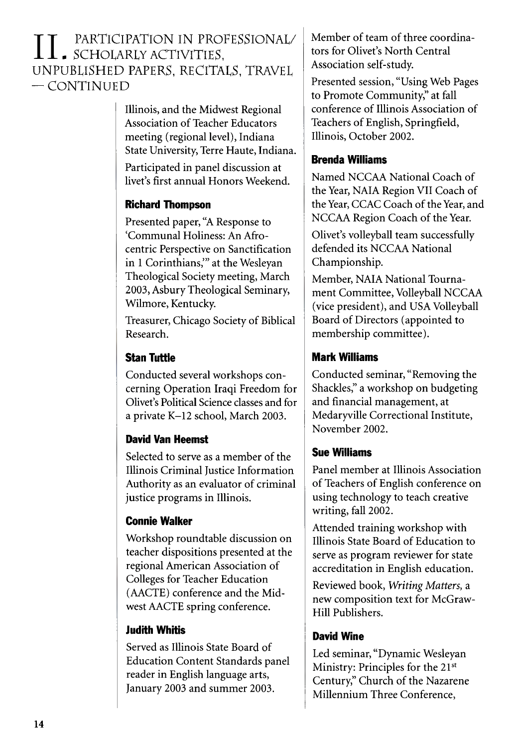# II. Participation in Professional/ Scholarly Activities, Unpublished Papers, Recitals, Travel — Continued

Illinois, and the Midwest Regional Association of Teacher Educators meeting (regional level), Indiana State University, Terre Haute, Indiana.

Participated in panel discussion at livet's first annual Honors Weekend.

### Richard Thompson

Presented paper, "A Response to 'Communal Holiness: An Afrocentric Perspective on Sanctification in 1 Corinthians,'" at the Wesleyan Theological Society meeting, March 2003, Asbury Theological Seminary, Wilmore, Kentucky.

Treasurer, Chicago Society of Biblical Research.

### Stan Tuttle

Conducted several workshops concerning Operation Iraqi Freedom for Olivet's Political Science classes and for a private K–12 school, March 2003.

### David Van Heemst

Selected to serve as a member of the Illinois Criminal Justice Information Authority as an evaluator of criminal justice programs in Illinois.

### Connie Walker

Workshop roundtable discussion on teacher dispositions presented at the regional American Association of Colleges for Teacher Education (AACTE) conference and the Midwest AACTE spring conference.

### Judith Whitis

Served as Illinois State Board of Education Content Standards panel reader in English language arts, January 2003 and summer 2003.

Member of team of three coordinators for Olivet's North Central Association self-study.

Presented session, "Using Web Pages to Promote Community," at fall conference of Illinois Association of Teachers of English, Springfield, Illinois, October 2002.

### Brenda Williams

Named NCCAA National Coach of the Year, NAIA Region VII Coach of the Year, CCAC Coach of the Year, and NCCAA Region Coach of the Year.

Olivet's volleyball team successfully defended its NCCAA National Championship.

Member, NAIA National Tournament Committee, Volleyball NCCAA (vice president), and USA Volleyball Board of Directors (appointed to membership committee).

### Mark Williams

Conducted seminar, "Removing the Shackles," a workshop on budgeting and financial management, at Medaryville Correctional Institute, November 2002.

### Sue Williams

Panel member at Illinois Association of Teachers of English conference on using technology to teach creative writing, fall 2002.

Attended training workshop with Illinois State Board of Education to serve as program reviewer for state accreditation in English education.

Reviewed book, *Writing Matters,* a new composition text for McGraw-Hill Publishers.

### David Wine

Led seminar, "Dynamic Wesleyan Ministry: Principles for the 21st Century," Church of the Nazarene Millennium Three Conference,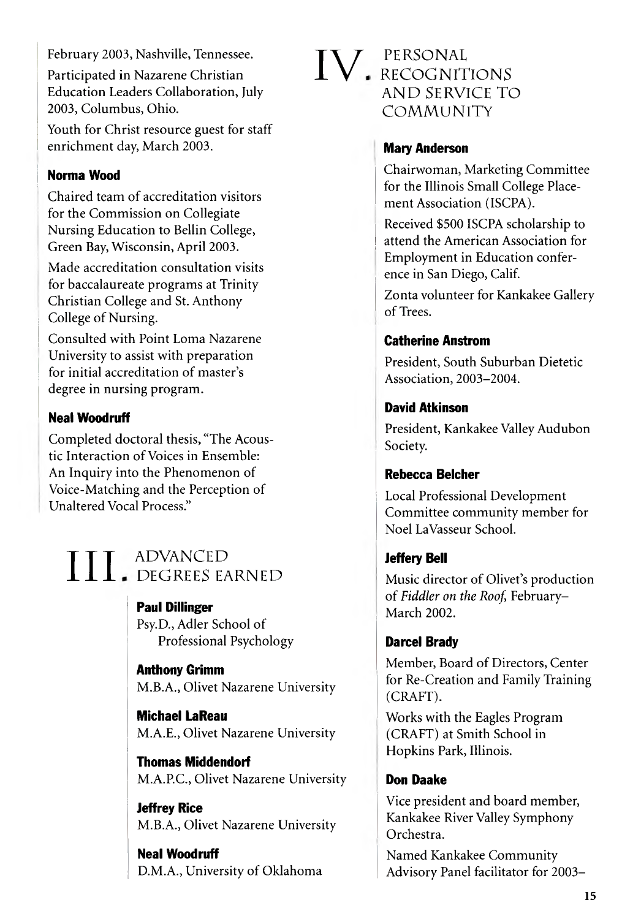February 2003, Nashville, Tennessee.

Participated in Nazarene Christian Education Leaders Collaboration, July 2003, Columbus, Ohio.

Youth for Christ resource guest for staff enrichment day, March 2003.

**Norma Wood**

Chaired team of accreditation visitors for the Commission on Collegiate Nursing Education to Bellin College, Green Bay, Wisconsin, April 2003.

Made accreditation consultation visits for baccalaureate programs at Trinity Christian College and St. Anthony College of Nursing.

Consulted with Point Loma Nazarene University to assist with preparation for initial accreditation of master's degree in nursing program.

**Neal Woodruff**

Completed doctoral thesis, "The Acoustic Interaction of Voices in Ensemble: An Inquiry into the Phenomenon of Voice-Matching and the Perception of Unaltered Vocal Process."

## III. Advanced Degrees Earned

**Paul Dillinger**
Psy.D., Adler School of Professional Psychology

**Anthony Grimm**
M.B.A., Olivet Nazarene University

**Michael LaReau**
M.A.E., Olivet Nazarene University

**Thomas Middendorf**
M.A.P.C., Olivet Nazarene University

**Jeffrey Rice**
M.B.A., Olivet Nazarene University

**Neal Woodruff**
D.M.A., University of Oklahoma

## IV. Personal Recognitions and Service to Community

**Mary Anderson**

Chairwoman, Marketing Committee for the Illinois Small College Placement Association (ISCPA).

Received $500 ISCPA scholarship to attend the American Association for Employment in Education conference in San Diego, Calif.

Zonta volunteer for Kankakee Gallery of Trees.

**Catherine Anstrom**

President, South Suburban Dietetic Association, 2003–2004.

**David Atkinson**

President, Kankakee Valley Audubon Society.

**Rebecca Belcher**

Local Professional Development Committee community member for Noel LaVasseur School.

**Jeffery Bell**

Music director of Olivet's production of *Fiddler on the Roof*, February–March 2002.

**Darcel Brady**

Member, Board of Directors, Center for Re-Creation and Family Training (CRAFT).

Works with the Eagles Program (CRAFT) at Smith School in Hopkins Park, Illinois.

**Don Daake**

Vice president and board member, Kankakee River Valley Symphony Orchestra.

Named Kankakee Community Advisory Panel facilitator for 2003–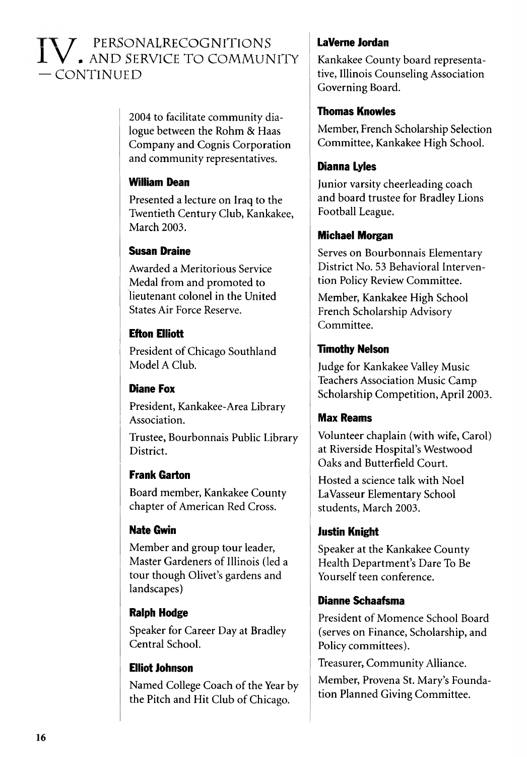# IV. PERSONALRECOGNITIONS AND SERVICE TO COMMUNITY — CONTINUED

2004 to facilitate community dialogue between the Rohm & Haas Company and Cognis Corporation and community representatives.

**William Dean**

Presented a lecture on Iraq to the Twentieth Century Club, Kankakee, March 2003.

**Susan Draine**

Awarded a Meritorious Service Medal from and promoted to lieutenant colonel in the United States Air Force Reserve.

**Efton Elliott**

President of Chicago Southland Model A Club.

**Diane Fox**

President, Kankakee-Area Library Association.

Trustee, Bourbonnais Public Library District.

**Frank Garton**

Board member, Kankakee County chapter of American Red Cross.

**Nate Gwin**

Member and group tour leader, Master Gardeners of Illinois (led a tour though Olivet's gardens and landscapes)

**Ralph Hodge**

Speaker for Career Day at Bradley Central School.

**Elliot Johnson**

Named College Coach of the Year by the Pitch and Hit Club of Chicago.

**LaVerne Jordan**

Kankakee County board representative, Illinois Counseling Association Governing Board.

**Thomas Knowles**

Member, French Scholarship Selection Committee, Kankakee High School.

**Dianna Lyles**

Junior varsity cheerleading coach and board trustee for Bradley Lions Football League.

**Michael Morgan**

Serves on Bourbonnais Elementary District No. 53 Behavioral Intervention Policy Review Committee.

Member, Kankakee High School French Scholarship Advisory Committee.

**Timothy Nelson**

Judge for Kankakee Valley Music Teachers Association Music Camp Scholarship Competition, April 2003.

**Max Reams**

Volunteer chaplain (with wife, Carol) at Riverside Hospital's Westwood Oaks and Butterfield Court.

Hosted a science talk with Noel LaVasseur Elementary School students, March 2003.

**Justin Knight**

Speaker at the Kankakee County Health Department's Dare To Be Yourself teen conference.

**Dianne Schaafsma**

President of Momence School Board (serves on Finance, Scholarship, and Policy committees).

Treasurer, Community Alliance.

Member, Provena St. Mary's Foundation Planned Giving Committee.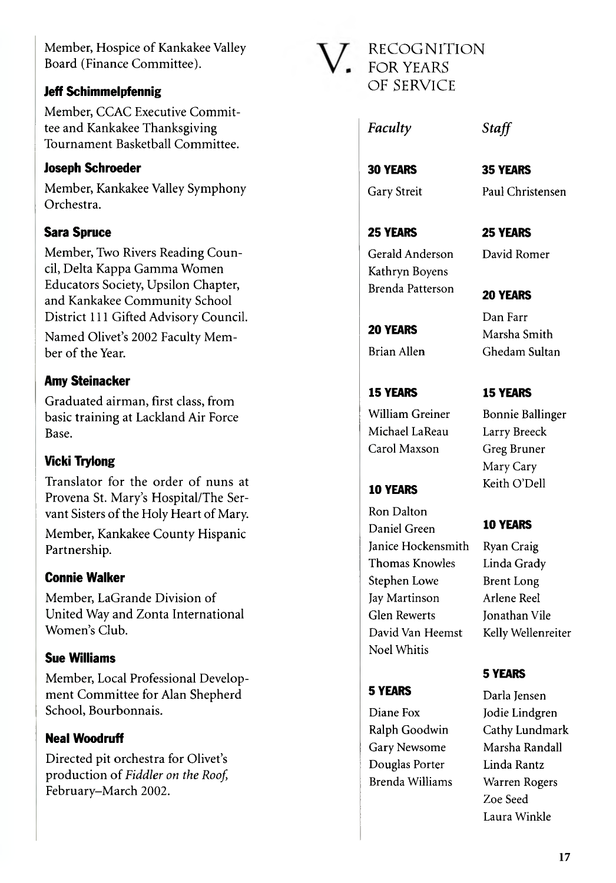Member, Hospice of Kankakee Valley Board (Finance Committee).

### Jeff Schimmelpfennig

Member, CCAC Executive Committee and Kankakee Thanksgiving Tournament Basketball Committee.

### Joseph Schroeder

Member, Kankakee Valley Symphony Orchestra.

### Sara Spruce

Member, Two Rivers Reading Council, Delta Kappa Gamma Women Educators Society, Upsilon Chapter, and Kankakee Community School District 111 Gifted Advisory Council.

Named Olivet's 2002 Faculty Member of the Year.

### Amy Steinacker

Graduated airman, first class, from basic training at Lackland Air Force Base.

### Vicki Trylong

Translator for the order of nuns at Provena St. Mary's Hospital/The Servant Sisters of the Holy Heart of Mary.

Member, Kankakee County Hispanic Partnership.

### Connie Walker

Member, LaGrande Division of United Way and Zonta International Women's Club.

### Sue Williams

Member, Local Professional Development Committee for Alan Shepherd School, Bourbonnais.

### Neal Woodruff

Directed pit orchestra for Olivet's production of *Fiddler on the Roof*, February–March 2002.

# V. Recognition for Years of Service

## *Faculty*

### 30 YEARS

Gary Streit

### 25 YEARS

Gerald Anderson
Kathryn Boyens
Brenda Patterson

### 20 YEARS

Brian Allen

### 15 YEARS

William Greiner
Michael LaReau
Carol Maxson

### 10 YEARS

Ron Dalton
Daniel Green
Janice Hockensmith
Thomas Knowles
Stephen Lowe
Jay Martinson
Glen Rewerts
David Van Heemst
Noel Whitis

### 5 YEARS

Diane Fox
Ralph Goodwin
Gary Newsome
Douglas Porter
Brenda Williams

## *Staff*

### 35 YEARS

Paul Christensen

### 25 YEARS

David Romer

### 20 YEARS

Dan Farr
Marsha Smith
Ghedam Sultan

### 15 YEARS

Bonnie Ballinger
Larry Breeck
Greg Bruner
Mary Cary
Keith O'Dell

### 10 YEARS

Ryan Craig
Linda Grady
Brent Long
Arlene Reel
Jonathan Vile
Kelly Wellenreiter

### 5 YEARS

Darla Jensen
Jodie Lindgren
Cathy Lundmark
Marsha Randall
Linda Rantz
Warren Rogers
Zoe Seed
Laura Winkle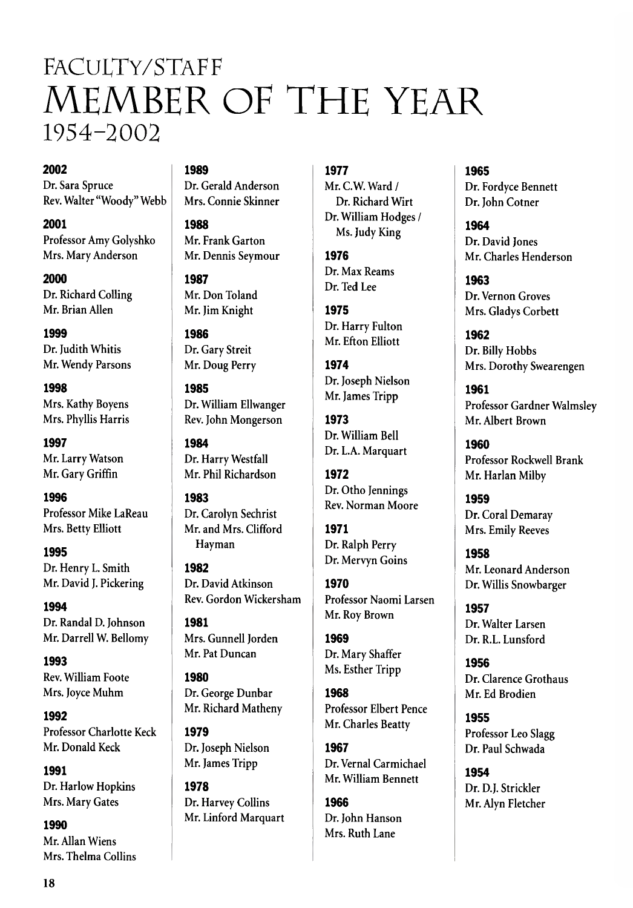# Faculty/Staff Member of the Year

## 1954–2002

**2002**
Dr. Sara Spruce
Rev. Walter "Woody" Webb

**2001**
Professor Amy Golyshko
Mrs. Mary Anderson

**2000**
Dr. Richard Colling
Mr. Brian Allen

**1999**
Dr. Judith Whitis
Mr. Wendy Parsons

**1998**
Mrs. Kathy Boyens
Mrs. Phyllis Harris

**1997**
Mr. Larry Watson
Mr. Gary Griffin

**1996**
Professor Mike LaReau
Mrs. Betty Elliott

**1995**
Dr. Henry L. Smith
Mr. David J. Pickering

**1994**
Dr. Randal D. Johnson
Mr. Darrell W. Bellomy

**1993**
Rev. William Foote
Mrs. Joyce Muhm

**1992**
Professor Charlotte Keck
Mr. Donald Keck

**1991**
Dr. Harlow Hopkins
Mrs. Mary Gates

**1990**
Mr. Allan Wiens
Mrs. Thelma Collins

**1989**
Dr. Gerald Anderson
Mrs. Connie Skinner

**1988**
Mr. Frank Garton
Mr. Dennis Seymour

**1987**
Mr. Don Toland
Mr. Jim Knight

**1986**
Dr. Gary Streit
Mr. Doug Perry

**1985**
Dr. William Ellwanger
Rev. John Mongerson

**1984**
Dr. Harry Westfall
Mr. Phil Richardson

**1983**
Dr. Carolyn Sechrist
Mr. and Mrs. Clifford Hayman

**1982**
Dr. David Atkinson
Rev. Gordon Wickersham

**1981**
Mrs. Gunnell Jorden
Mr. Pat Duncan

**1980**
Dr. George Dunbar
Mr. Richard Matheny

**1979**
Dr. Joseph Nielson
Mr. James Tripp

**1978**
Dr. Harvey Collins
Mr. Linford Marquart

**1977**
Mr. C.W. Ward / Dr. Richard Wirt
Dr. William Hodges / Ms. Judy King

**1976**
Dr. Max Reams
Dr. Ted Lee

**1975**
Dr. Harry Fulton
Mr. Efton Elliott

**1974**
Dr. Joseph Nielson
Mr. James Tripp

**1973**
Dr. William Bell
Dr. L.A. Marquart

**1972**
Dr. Otho Jennings
Rev. Norman Moore

**1971**
Dr. Ralph Perry
Dr. Mervyn Goins

**1970**
Professor Naomi Larsen
Mr. Roy Brown

**1969**
Dr. Mary Shaffer
Ms. Esther Tripp

**1968**
Professor Elbert Pence
Mr. Charles Beatty

**1967**
Dr. Vernal Carmichael
Mr. William Bennett

**1966**
Dr. John Hanson
Mrs. Ruth Lane

**1965**
Dr. Fordyce Bennett
Dr. John Cotner

**1964**
Dr. David Jones
Mr. Charles Henderson

**1963**
Dr. Vernon Groves
Mrs. Gladys Corbett

**1962**
Dr. Billy Hobbs
Mrs. Dorothy Swearengen

**1961**
Professor Gardner Walmsley
Mr. Albert Brown

**1960**
Professor Rockwell Brank
Mr. Harlan Milby

**1959**
Dr. Coral Demaray
Mrs. Emily Reeves

**1958**
Mr. Leonard Anderson
Dr. Willis Snowbarger

**1957**
Dr. Walter Larsen
Dr. R.L. Lunsford

**1956**
Dr. Clarence Grothaus
Mr. Ed Brodien

**1955**
Professor Leo Slagg
Dr. Paul Schwada

**1954**
Dr. D.J. Strickler
Mr. Alyn Fletcher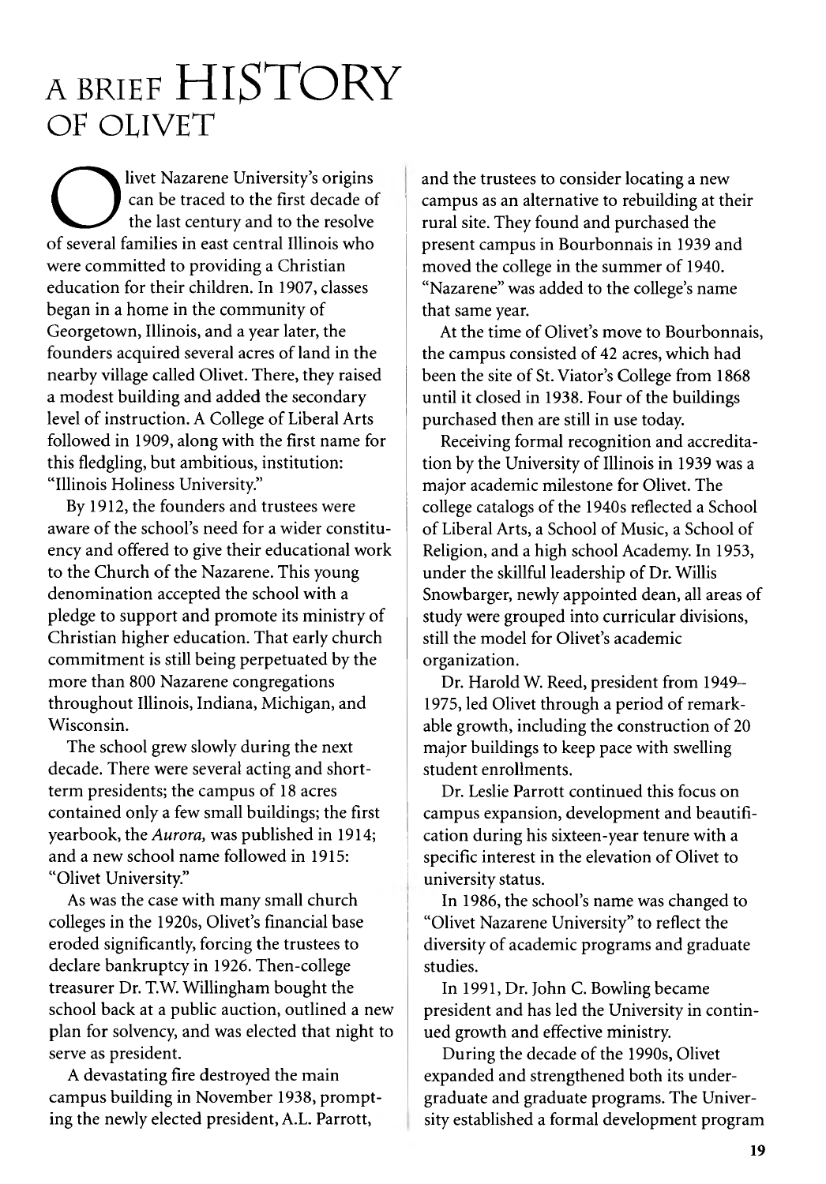# A BRIEF HISTORY OF OLIVET

Olivet Nazarene University's origins can be traced to the first decade of the last century and to the resolve of several families in east central Illinois who were committed to providing a Christian education for their children. In 1907, classes began in a home in the community of Georgetown, Illinois, and a year later, the founders acquired several acres of land in the nearby village called Olivet. There, they raised a modest building and added the secondary level of instruction. A College of Liberal Arts followed in 1909, along with the first name for this fledgling, but ambitious, institution: "Illinois Holiness University."

By 1912, the founders and trustees were aware of the school's need for a wider constituency and offered to give their educational work to the Church of the Nazarene. This young denomination accepted the school with a pledge to support and promote its ministry of Christian higher education. That early church commitment is still being perpetuated by the more than 800 Nazarene congregations throughout Illinois, Indiana, Michigan, and Wisconsin.

The school grew slowly during the next decade. There were several acting and short-term presidents; the campus of 18 acres contained only a few small buildings; the first yearbook, the *Aurora,* was published in 1914; and a new school name followed in 1915: "Olivet University."

As was the case with many small church colleges in the 1920s, Olivet's financial base eroded significantly, forcing the trustees to declare bankruptcy in 1926. Then-college treasurer Dr. T.W. Willingham bought the school back at a public auction, outlined a new plan for solvency, and was elected that night to serve as president.

A devastating fire destroyed the main campus building in November 1938, prompting the newly elected president, A.L. Parrott, and the trustees to consider locating a new campus as an alternative to rebuilding at their rural site. They found and purchased the present campus in Bourbonnais in 1939 and moved the college in the summer of 1940. "Nazarene" was added to the college's name that same year.

At the time of Olivet's move to Bourbonnais, the campus consisted of 42 acres, which had been the site of St. Viator's College from 1868 until it closed in 1938. Four of the buildings purchased then are still in use today.

Receiving formal recognition and accreditation by the University of Illinois in 1939 was a major academic milestone for Olivet. The college catalogs of the 1940s reflected a School of Liberal Arts, a School of Music, a School of Religion, and a high school Academy. In 1953, under the skillful leadership of Dr. Willis Snowbarger, newly appointed dean, all areas of study were grouped into curricular divisions, still the model for Olivet's academic organization.

Dr. Harold W. Reed, president from 1949–1975, led Olivet through a period of remarkable growth, including the construction of 20 major buildings to keep pace with swelling student enrollments.

Dr. Leslie Parrott continued this focus on campus expansion, development and beautification during his sixteen-year tenure with a specific interest in the elevation of Olivet to university status.

In 1986, the school's name was changed to "Olivet Nazarene University" to reflect the diversity of academic programs and graduate studies.

In 1991, Dr. John C. Bowling became president and has led the University in continued growth and effective ministry.

During the decade of the 1990s, Olivet expanded and strengthened both its undergraduate and graduate programs. The University established a formal development program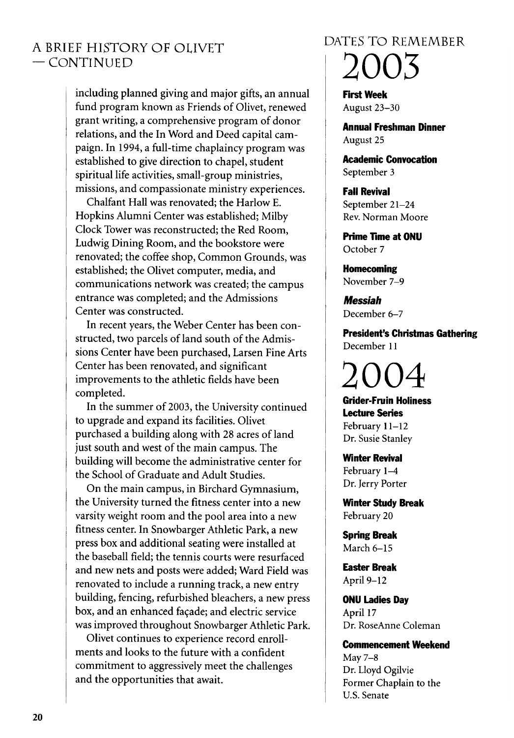## A Brief History of Olivet — Continued

including planned giving and major gifts, an annual fund program known as Friends of Olivet, renewed grant writing, a comprehensive program of donor relations, and the In Word and Deed capital campaign. In 1994, a full-time chaplaincy program was established to give direction to chapel, student spiritual life activities, small-group ministries, missions, and compassionate ministry experiences.

Chalfant Hall was renovated; the Harlow E. Hopkins Alumni Center was established; Milby Clock Tower was reconstructed; the Red Room, Ludwig Dining Room, and the bookstore were renovated; the coffee shop, Common Grounds, was established; the Olivet computer, media, and communications network was created; the campus entrance was completed; and the Admissions Center was constructed.

In recent years, the Weber Center has been constructed, two parcels of land south of the Admissions Center have been purchased, Larsen Fine Arts Center has been renovated, and significant improvements to the athletic fields have been completed.

In the summer of 2003, the University continued to upgrade and expand its facilities. Olivet purchased a building along with 28 acres of land just south and west of the main campus. The building will become the administrative center for the School of Graduate and Adult Studies.

On the main campus, in Birchard Gymnasium, the University turned the fitness center into a new varsity weight room and the pool area into a new fitness center. In Snowbarger Athletic Park, a new press box and additional seating were installed at the baseball field; the tennis courts were resurfaced and new nets and posts were added; Ward Field was renovated to include a running track, a new entry building, fencing, refurbished bleachers, a new press box, and an enhanced façade; and electric service was improved throughout Snowbarger Athletic Park.

Olivet continues to experience record enrollments and looks to the future with a confident commitment to aggressively meet the challenges and the opportunities that await.

## Dates to Remember

# 2003

**First Week**
August 23–30

**Annual Freshman Dinner**
August 25

**Academic Convocation**
September 3

**Fall Revival**
September 21–24
Rev. Norman Moore

**Prime Time at ONU**
October 7

**Homecoming**
November 7–9

***Messiah***
December 6–7

**President's Christmas Gathering**
December 11

# 2004

**Grider-Fruin Holiness Lecture Series**
February 11–12
Dr. Susie Stanley

**Winter Revival**
February 1–4
Dr. Jerry Porter

**Winter Study Break**
February 20

**Spring Break**
March 6–15

**Easter Break**
April 9–12

**ONU Ladies Day**
April 17
Dr. RoseAnne Coleman

**Commencement Weekend**
May 7–8
Dr. Lloyd Ogilvie
Former Chaplain to the U.S. Senate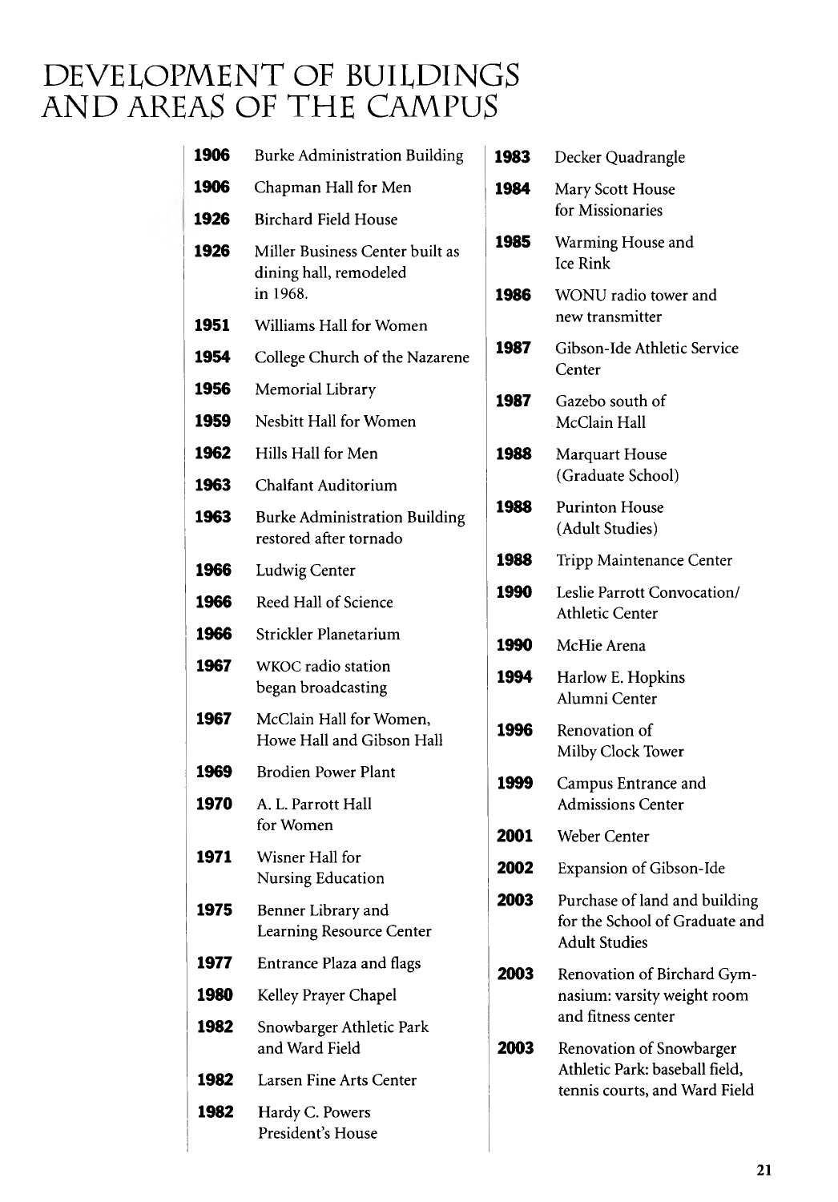# DEVELOPMENT OF BUILDINGS AND AREAS OF THE CAMPUS

| Year | Building/Area |
|---|---|
| **1906** | Burke Administration Building |
| **1906** | Chapman Hall for Men |
| **1926** | Birchard Field House |
| **1926** | Miller Business Center built as dining hall, remodeled in 1968. |
| **1951** | Williams Hall for Women |
| **1954** | College Church of the Nazarene |
| **1956** | Memorial Library |
| **1959** | Nesbitt Hall for Women |
| **1962** | Hills Hall for Men |
| **1963** | Chalfant Auditorium |
| **1963** | Burke Administration Building restored after tornado |
| **1966** | Ludwig Center |
| **1966** | Reed Hall of Science |
| **1966** | Strickler Planetarium |
| **1967** | WKOC radio station began broadcasting |
| **1967** | McClain Hall for Women, Howe Hall and Gibson Hall |
| **1969** | Brodien Power Plant |
| **1970** | A. L. Parrott Hall for Women |
| **1971** | Wisner Hall for Nursing Education |
| **1975** | Benner Library and Learning Resource Center |
| **1977** | Entrance Plaza and flags |
| **1980** | Kelley Prayer Chapel |
| **1982** | Snowbarger Athletic Park and Ward Field |
| **1982** | Larsen Fine Arts Center |
| **1982** | Hardy C. Powers President's House |
| **1983** | Decker Quadrangle |
| **1984** | Mary Scott House for Missionaries |
| **1985** | Warming House and Ice Rink |
| **1986** | WONU radio tower and new transmitter |
| **1987** | Gibson-Ide Athletic Service Center |
| **1987** | Gazebo south of McClain Hall |
| **1988** | Marquart House (Graduate School) |
| **1988** | Purinton House (Adult Studies) |
| **1988** | Tripp Maintenance Center |
| **1990** | Leslie Parrott Convocation/ Athletic Center |
| **1990** | McHie Arena |
| **1994** | Harlow E. Hopkins Alumni Center |
| **1996** | Renovation of Milby Clock Tower |
| **1999** | Campus Entrance and Admissions Center |
| **2001** | Weber Center |
| **2002** | Expansion of Gibson-Ide |
| **2003** | Purchase of land and building for the School of Graduate and Adult Studies |
| **2003** | Renovation of Birchard Gymnasium: varsity weight room and fitness center |
| **2003** | Renovation of Snowbarger Athletic Park: baseball field, tennis courts, and Ward Field |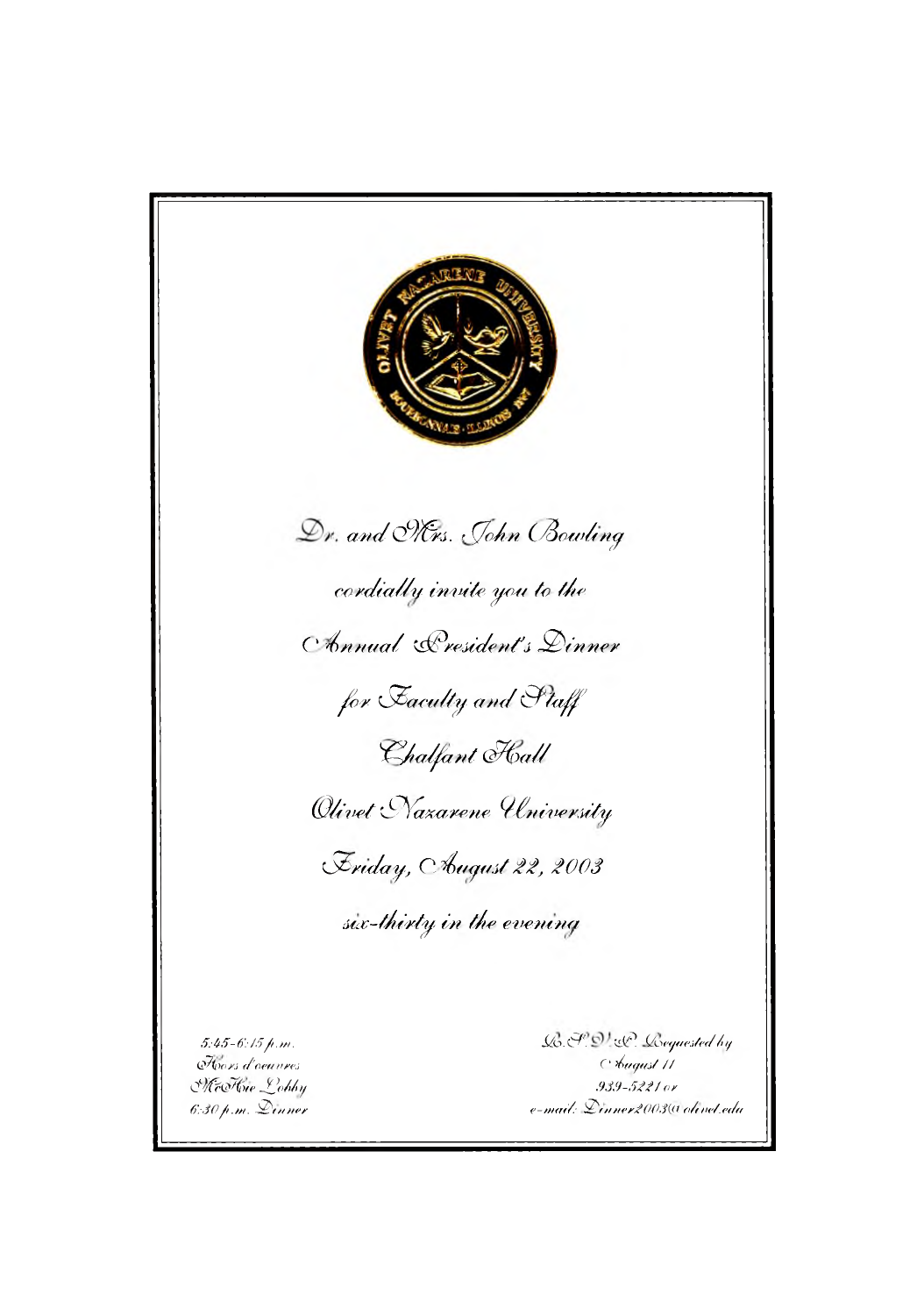Dr. and Mrs. John Bowling

cordially invite you to the

Annual President's Dinner

for Faculty and Staff

Chalfant Hall

Olivet Nazarene University

Friday, August 22, 2003

six-thirty in the evening

5:45-6:15 p.m.
Hors d'oeuvres
McHie Lobby
6:30 p.m. Dinner

R.S.V.P. Requested by
August 11
939-5221 or
e-mail: Dinner2003@olivet.edu